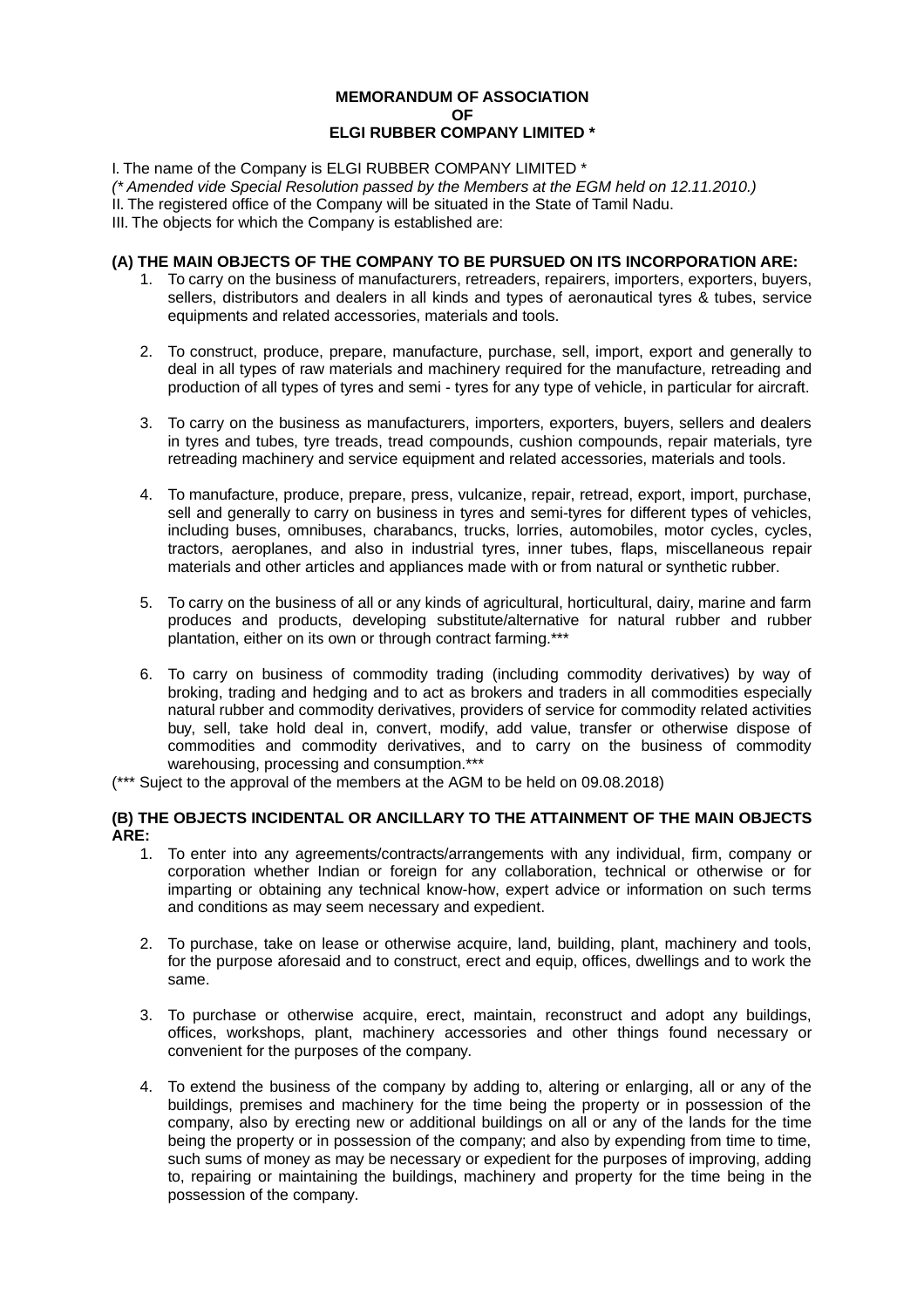# MEMORANDUM OF ASSOCIATION
# OF
# ELGI RUBBER COMPANY LIMITED *

I. The name of the Company is ELGI RUBBER COMPANY LIMITED *

*(* Amended vide Special Resolution passed by the Members at the EGM held on 12.11.2010.)*

II. The registered office of the Company will be situated in the State of Tamil Nadu.

III. The objects for which the Company is established are:

**(A) THE MAIN OBJECTS OF THE COMPANY TO BE PURSUED ON ITS INCORPORATION ARE:**

1. To carry on the business of manufacturers, retreaders, repairers, importers, exporters, buyers, sellers, distributors and dealers in all kinds and types of aeronautical tyres & tubes, service equipments and related accessories, materials and tools.

2. To construct, produce, prepare, manufacture, purchase, sell, import, export and generally to deal in all types of raw materials and machinery required for the manufacture, retreading and production of all types of tyres and semi - tyres for any type of vehicle, in particular for aircraft.

3. To carry on the business as manufacturers, importers, exporters, buyers, sellers and dealers in tyres and tubes, tyre treads, tread compounds, cushion compounds, repair materials, tyre retreading machinery and service equipment and related accessories, materials and tools.

4. To manufacture, produce, prepare, press, vulcanize, repair, retread, export, import, purchase, sell and generally to carry on business in tyres and semi-tyres for different types of vehicles, including buses, omnibuses, charabancs, trucks, lorries, automobiles, motor cycles, cycles, tractors, aeroplanes, and also in industrial tyres, inner tubes, flaps, miscellaneous repair materials and other articles and appliances made with or from natural or synthetic rubber.

5. To carry on the business of all or any kinds of agricultural, horticultural, dairy, marine and farm produces and products, developing substitute/alternative for natural rubber and rubber plantation, either on its own or through contract farming.***

6. To carry on business of commodity trading (including commodity derivatives) by way of broking, trading and hedging and to act as brokers and traders in all commodities especially natural rubber and commodity derivatives, providers of service for commodity related activities buy, sell, take hold deal in, convert, modify, add value, transfer or otherwise dispose of commodities and commodity derivatives, and to carry on the business of commodity warehousing, processing and consumption.***

(*** Suject to the approval of the members at the AGM to be held on 09.08.2018)

**(B) THE OBJECTS INCIDENTAL OR ANCILLARY TO THE ATTAINMENT OF THE MAIN OBJECTS ARE:**

1. To enter into any agreements/contracts/arrangements with any individual, firm, company or corporation whether Indian or foreign for any collaboration, technical or otherwise or for imparting or obtaining any technical know-how, expert advice or information on such terms and conditions as may seem necessary and expedient.

2. To purchase, take on lease or otherwise acquire, land, building, plant, machinery and tools, for the purpose aforesaid and to construct, erect and equip, offices, dwellings and to work the same.

3. To purchase or otherwise acquire, erect, maintain, reconstruct and adopt any buildings, offices, workshops, plant, machinery accessories and other things found necessary or convenient for the purposes of the company.

4. To extend the business of the company by adding to, altering or enlarging, all or any of the buildings, premises and machinery for the time being the property or in possession of the company, also by erecting new or additional buildings on all or any of the lands for the time being the property or in possession of the company; and also by expending from time to time, such sums of money as may be necessary or expedient for the purposes of improving, adding to, repairing or maintaining the buildings, machinery and property for the time being in the possession of the company.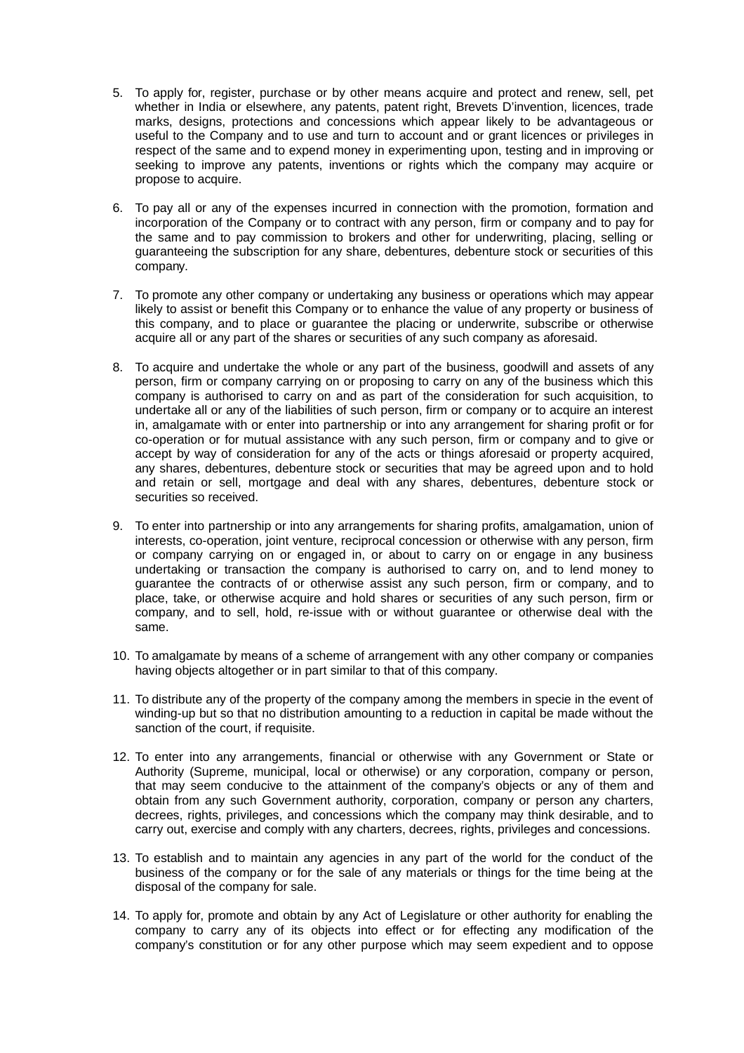5. To apply for, register, purchase or by other means acquire and protect and renew, sell, pet whether in India or elsewhere, any patents, patent right, Brevets D'invention, licences, trade marks, designs, protections and concessions which appear likely to be advantageous or useful to the Company and to use and turn to account and or grant licences or privileges in respect of the same and to expend money in experimenting upon, testing and in improving or seeking to improve any patents, inventions or rights which the company may acquire or propose to acquire.

6. To pay all or any of the expenses incurred in connection with the promotion, formation and incorporation of the Company or to contract with any person, firm or company and to pay for the same and to pay commission to brokers and other for underwriting, placing, selling or guaranteeing the subscription for any share, debentures, debenture stock or securities of this company.

7. To promote any other company or undertaking any business or operations which may appear likely to assist or benefit this Company or to enhance the value of any property or business of this company, and to place or guarantee the placing or underwrite, subscribe or otherwise acquire all or any part of the shares or securities of any such company as aforesaid.

8. To acquire and undertake the whole or any part of the business, goodwill and assets of any person, firm or company carrying on or proposing to carry on any of the business which this company is authorised to carry on and as part of the consideration for such acquisition, to undertake all or any of the liabilities of such person, firm or company or to acquire an interest in, amalgamate with or enter into partnership or into any arrangement for sharing profit or for co-operation or for mutual assistance with any such person, firm or company and to give or accept by way of consideration for any of the acts or things aforesaid or property acquired, any shares, debentures, debenture stock or securities that may be agreed upon and to hold and retain or sell, mortgage and deal with any shares, debentures, debenture stock or securities so received.

9. To enter into partnership or into any arrangements for sharing profits, amalgamation, union of interests, co-operation, joint venture, reciprocal concession or otherwise with any person, firm or company carrying on or engaged in, or about to carry on or engage in any business undertaking or transaction the company is authorised to carry on, and to lend money to guarantee the contracts of or otherwise assist any such person, firm or company, and to place, take, or otherwise acquire and hold shares or securities of any such person, firm or company, and to sell, hold, re-issue with or without guarantee or otherwise deal with the same.

10. To amalgamate by means of a scheme of arrangement with any other company or companies having objects altogether or in part similar to that of this company.

11. To distribute any of the property of the company among the members in specie in the event of winding-up but so that no distribution amounting to a reduction in capital be made without the sanction of the court, if requisite.

12. To enter into any arrangements, financial or otherwise with any Government or State or Authority (Supreme, municipal, local or otherwise) or any corporation, company or person, that may seem conducive to the attainment of the company's objects or any of them and obtain from any such Government authority, corporation, company or person any charters, decrees, rights, privileges, and concessions which the company may think desirable, and to carry out, exercise and comply with any charters, decrees, rights, privileges and concessions.

13. To establish and to maintain any agencies in any part of the world for the conduct of the business of the company or for the sale of any materials or things for the time being at the disposal of the company for sale.

14. To apply for, promote and obtain by any Act of Legislature or other authority for enabling the company to carry any of its objects into effect or for effecting any modification of the company's constitution or for any other purpose which may seem expedient and to oppose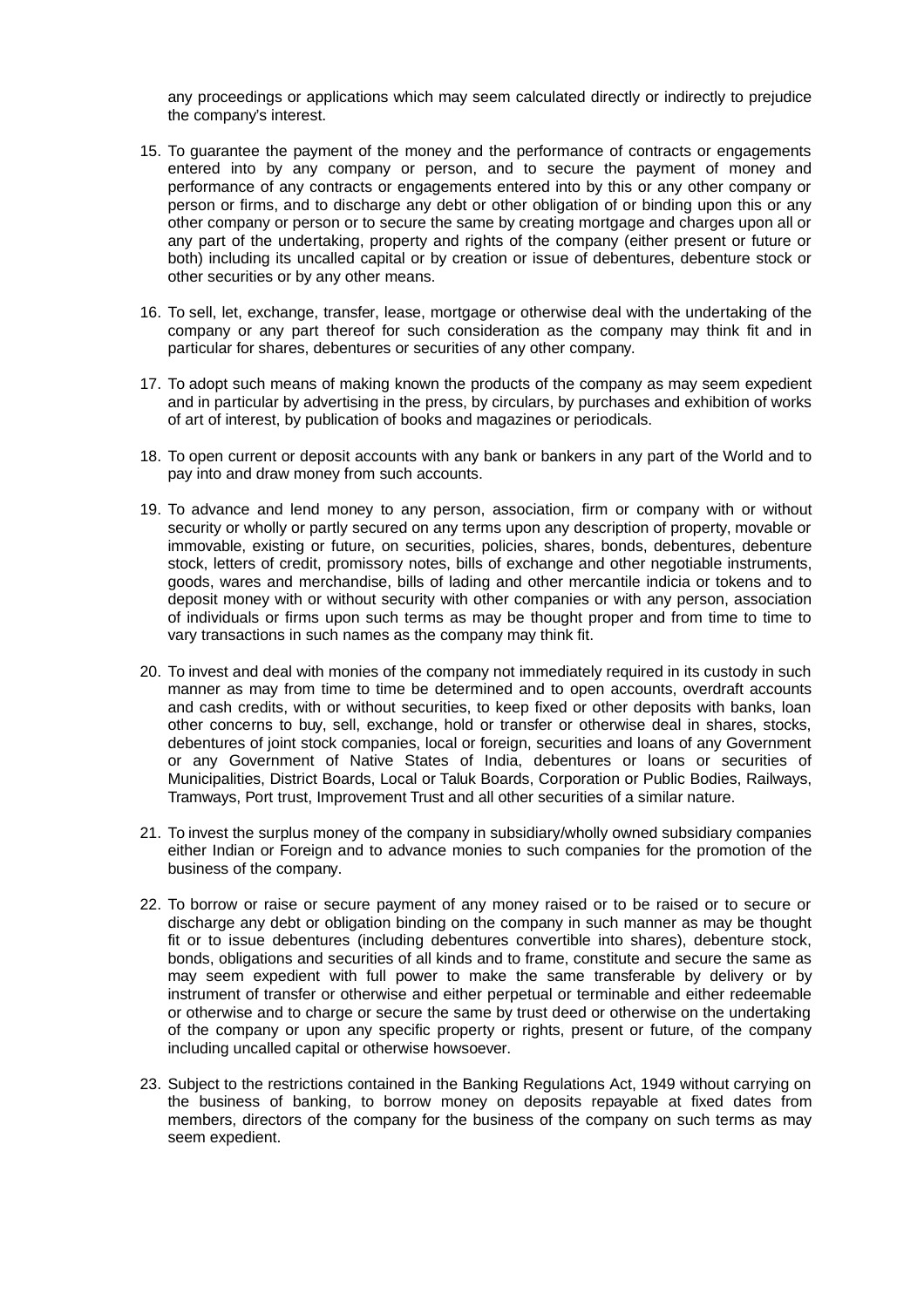any proceedings or applications which may seem calculated directly or indirectly to prejudice the company's interest.

15. To guarantee the payment of the money and the performance of contracts or engagements entered into by any company or person, and to secure the payment of money and performance of any contracts or engagements entered into by this or any other company or person or firms, and to discharge any debt or other obligation of or binding upon this or any other company or person or to secure the same by creating mortgage and charges upon all or any part of the undertaking, property and rights of the company (either present or future or both) including its uncalled capital or by creation or issue of debentures, debenture stock or other securities or by any other means.

16. To sell, let, exchange, transfer, lease, mortgage or otherwise deal with the undertaking of the company or any part thereof for such consideration as the company may think fit and in particular for shares, debentures or securities of any other company.

17. To adopt such means of making known the products of the company as may seem expedient and in particular by advertising in the press, by circulars, by purchases and exhibition of works of art of interest, by publication of books and magazines or periodicals.

18. To open current or deposit accounts with any bank or bankers in any part of the World and to pay into and draw money from such accounts.

19. To advance and lend money to any person, association, firm or company with or without security or wholly or partly secured on any terms upon any description of property, movable or immovable, existing or future, on securities, policies, shares, bonds, debentures, debenture stock, letters of credit, promissory notes, bills of exchange and other negotiable instruments, goods, wares and merchandise, bills of lading and other mercantile indicia or tokens and to deposit money with or without security with other companies or with any person, association of individuals or firms upon such terms as may be thought proper and from time to time to vary transactions in such names as the company may think fit.

20. To invest and deal with monies of the company not immediately required in its custody in such manner as may from time to time be determined and to open accounts, overdraft accounts and cash credits, with or without securities, to keep fixed or other deposits with banks, loan other concerns to buy, sell, exchange, hold or transfer or otherwise deal in shares, stocks, debentures of joint stock companies, local or foreign, securities and loans of any Government or any Government of Native States of India, debentures or loans or securities of Municipalities, District Boards, Local or Taluk Boards, Corporation or Public Bodies, Railways, Tramways, Port trust, Improvement Trust and all other securities of a similar nature.

21. To invest the surplus money of the company in subsidiary/wholly owned subsidiary companies either Indian or Foreign and to advance monies to such companies for the promotion of the business of the company.

22. To borrow or raise or secure payment of any money raised or to be raised or to secure or discharge any debt or obligation binding on the company in such manner as may be thought fit or to issue debentures (including debentures convertible into shares), debenture stock, bonds, obligations and securities of all kinds and to frame, constitute and secure the same as may seem expedient with full power to make the same transferable by delivery or by instrument of transfer or otherwise and either perpetual or terminable and either redeemable or otherwise and to charge or secure the same by trust deed or otherwise on the undertaking of the company or upon any specific property or rights, present or future, of the company including uncalled capital or otherwise howsoever.

23. Subject to the restrictions contained in the Banking Regulations Act, 1949 without carrying on the business of banking, to borrow money on deposits repayable at fixed dates from members, directors of the company for the business of the company on such terms as may seem expedient.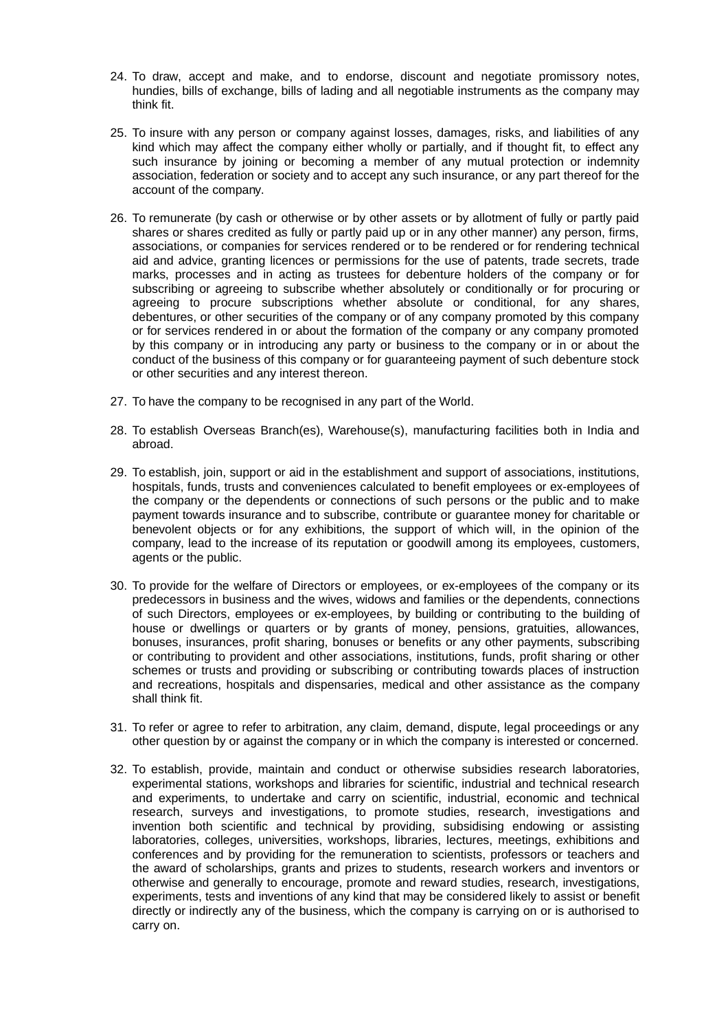24. To draw, accept and make, and to endorse, discount and negotiate promissory notes, hundies, bills of exchange, bills of lading and all negotiable instruments as the company may think fit.

25. To insure with any person or company against losses, damages, risks, and liabilities of any kind which may affect the company either wholly or partially, and if thought fit, to effect any such insurance by joining or becoming a member of any mutual protection or indemnity association, federation or society and to accept any such insurance, or any part thereof for the account of the company.

26. To remunerate (by cash or otherwise or by other assets or by allotment of fully or partly paid shares or shares credited as fully or partly paid up or in any other manner) any person, firms, associations, or companies for services rendered or to be rendered or for rendering technical aid and advice, granting licences or permissions for the use of patents, trade secrets, trade marks, processes and in acting as trustees for debenture holders of the company or for subscribing or agreeing to subscribe whether absolutely or conditionally or for procuring or agreeing to procure subscriptions whether absolute or conditional, for any shares, debentures, or other securities of the company or of any company promoted by this company or for services rendered in or about the formation of the company or any company promoted by this company or in introducing any party or business to the company or in or about the conduct of the business of this company or for guaranteeing payment of such debenture stock or other securities and any interest thereon.

27. To have the company to be recognised in any part of the World.

28. To establish Overseas Branch(es), Warehouse(s), manufacturing facilities both in India and abroad.

29. To establish, join, support or aid in the establishment and support of associations, institutions, hospitals, funds, trusts and conveniences calculated to benefit employees or ex-employees of the company or the dependents or connections of such persons or the public and to make payment towards insurance and to subscribe, contribute or guarantee money for charitable or benevolent objects or for any exhibitions, the support of which will, in the opinion of the company, lead to the increase of its reputation or goodwill among its employees, customers, agents or the public.

30. To provide for the welfare of Directors or employees, or ex-employees of the company or its predecessors in business and the wives, widows and families or the dependents, connections of such Directors, employees or ex-employees, by building or contributing to the building of house or dwellings or quarters or by grants of money, pensions, gratuities, allowances, bonuses, insurances, profit sharing, bonuses or benefits or any other payments, subscribing or contributing to provident and other associations, institutions, funds, profit sharing or other schemes or trusts and providing or subscribing or contributing towards places of instruction and recreations, hospitals and dispensaries, medical and other assistance as the company shall think fit.

31. To refer or agree to refer to arbitration, any claim, demand, dispute, legal proceedings or any other question by or against the company or in which the company is interested or concerned.

32. To establish, provide, maintain and conduct or otherwise subsidies research laboratories, experimental stations, workshops and libraries for scientific, industrial and technical research and experiments, to undertake and carry on scientific, industrial, economic and technical research, surveys and investigations, to promote studies, research, investigations and invention both scientific and technical by providing, subsidising endowing or assisting laboratories, colleges, universities, workshops, libraries, lectures, meetings, exhibitions and conferences and by providing for the remuneration to scientists, professors or teachers and the award of scholarships, grants and prizes to students, research workers and inventors or otherwise and generally to encourage, promote and reward studies, research, investigations, experiments, tests and inventions of any kind that may be considered likely to assist or benefit directly or indirectly any of the business, which the company is carrying on or is authorised to carry on.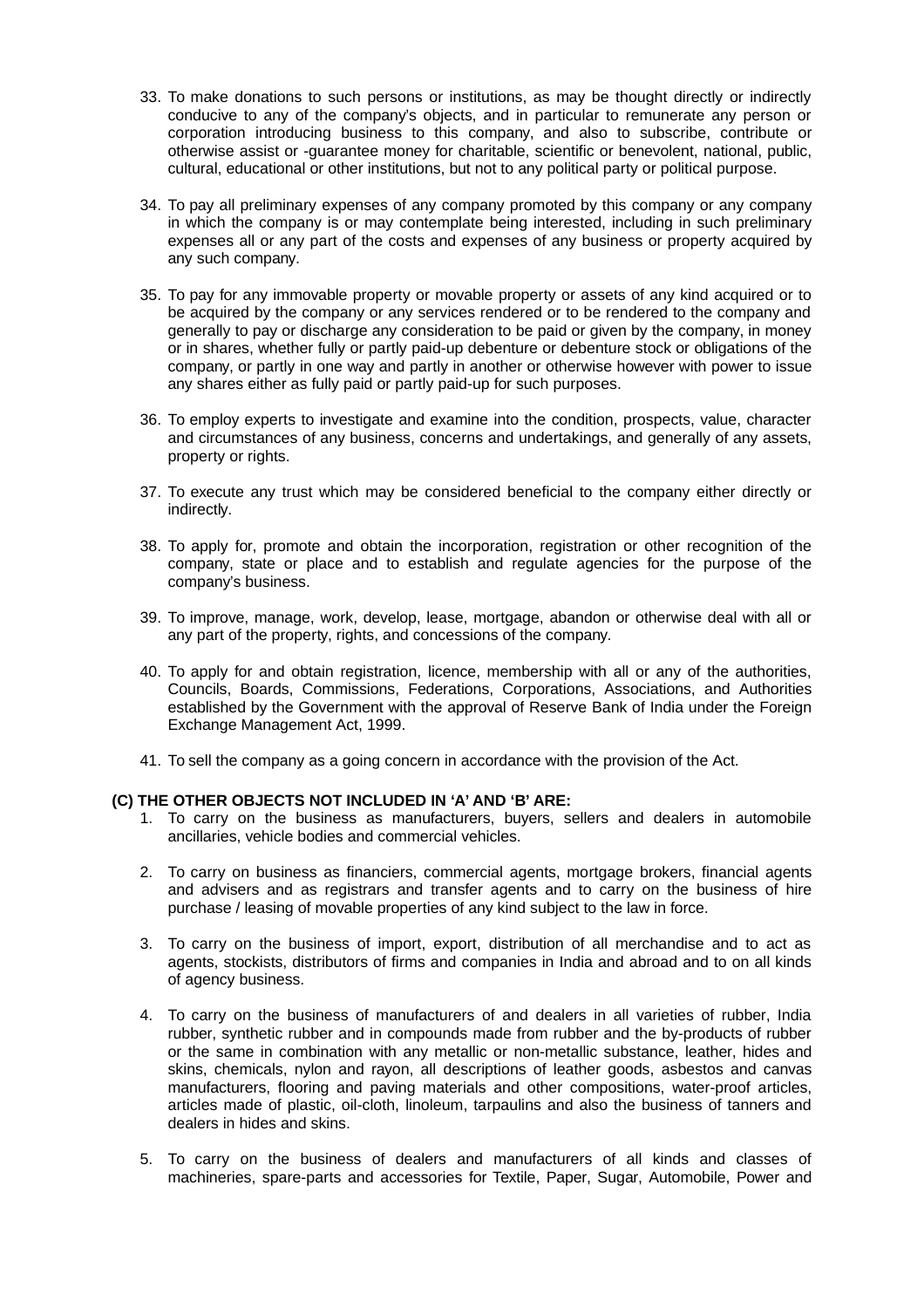33. To make donations to such persons or institutions, as may be thought directly or indirectly conducive to any of the company's objects, and in particular to remunerate any person or corporation introducing business to this company, and also to subscribe, contribute or otherwise assist or -guarantee money for charitable, scientific or benevolent, national, public, cultural, educational or other institutions, but not to any political party or political purpose.

34. To pay all preliminary expenses of any company promoted by this company or any company in which the company is or may contemplate being interested, including in such preliminary expenses all or any part of the costs and expenses of any business or property acquired by any such company.

35. To pay for any immovable property or movable property or assets of any kind acquired or to be acquired by the company or any services rendered or to be rendered to the company and generally to pay or discharge any consideration to be paid or given by the company, in money or in shares, whether fully or partly paid-up debenture or debenture stock or obligations of the company, or partly in one way and partly in another or otherwise however with power to issue any shares either as fully paid or partly paid-up for such purposes.

36. To employ experts to investigate and examine into the condition, prospects, value, character and circumstances of any business, concerns and undertakings, and generally of any assets, property or rights.

37. To execute any trust which may be considered beneficial to the company either directly or indirectly.

38. To apply for, promote and obtain the incorporation, registration or other recognition of the company, state or place and to establish and regulate agencies for the purpose of the company's business.

39. To improve, manage, work, develop, lease, mortgage, abandon or otherwise deal with all or any part of the property, rights, and concessions of the company.

40. To apply for and obtain registration, licence, membership with all or any of the authorities, Councils, Boards, Commissions, Federations, Corporations, Associations, and Authorities established by the Government with the approval of Reserve Bank of India under the Foreign Exchange Management Act, 1999.

41. To sell the company as a going concern in accordance with the provision of the Act.

**(C) THE OTHER OBJECTS NOT INCLUDED IN 'A' AND 'B' ARE:**

1. To carry on the business as manufacturers, buyers, sellers and dealers in automobile ancillaries, vehicle bodies and commercial vehicles.

2. To carry on business as financiers, commercial agents, mortgage brokers, financial agents and advisers and as registrars and transfer agents and to carry on the business of hire purchase / leasing of movable properties of any kind subject to the law in force.

3. To carry on the business of import, export, distribution of all merchandise and to act as agents, stockists, distributors of firms and companies in India and abroad and to on all kinds of agency business.

4. To carry on the business of manufacturers of and dealers in all varieties of rubber, India rubber, synthetic rubber and in compounds made from rubber and the by-products of rubber or the same in combination with any metallic or non-metallic substance, leather, hides and skins, chemicals, nylon and rayon, all descriptions of leather goods, asbestos and canvas manufacturers, flooring and paving materials and other compositions, water-proof articles, articles made of plastic, oil-cloth, linoleum, tarpaulins and also the business of tanners and dealers in hides and skins.

5. To carry on the business of dealers and manufacturers of all kinds and classes of machineries, spare-parts and accessories for Textile, Paper, Sugar, Automobile, Power and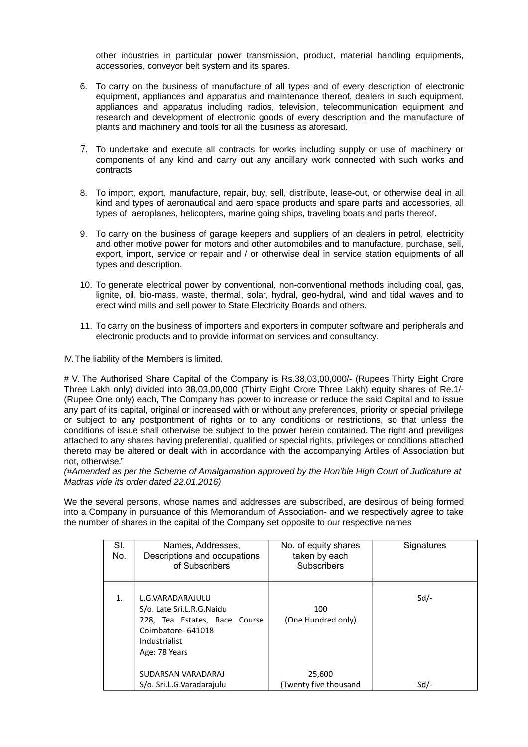other industries in particular power transmission, product, material handling equipments, accessories, conveyor belt system and its spares.

6. To carry on the business of manufacture of all types and of every description of electronic equipment, appliances and apparatus and maintenance thereof, dealers in such equipment, appliances and apparatus including radios, television, telecommunication equipment and research and development of electronic goods of every description and the manufacture of plants and machinery and tools for all the business as aforesaid.

7. To undertake and execute all contracts for works including supply or use of machinery or components of any kind and carry out any ancillary work connected with such works and contracts

8. To import, export, manufacture, repair, buy, sell, distribute, lease-out, or otherwise deal in all kind and types of aeronautical and aero space products and spare parts and accessories, all types of aeroplanes, helicopters, marine going ships, traveling boats and parts thereof.

9. To carry on the business of garage keepers and suppliers of an dealers in petrol, electricity and other motive power for motors and other automobiles and to manufacture, purchase, sell, export, import, service or repair and / or otherwise deal in service station equipments of all types and description.

10. To generate electrical power by conventional, non-conventional methods including coal, gas, lignite, oil, bio-mass, waste, thermal, solar, hydral, geo-hydral, wind and tidal waves and to erect wind mills and sell power to State Electricity Boards and others.

11. To carry on the business of importers and exporters in computer software and peripherals and electronic products and to provide information services and consultancy.

IV. The liability of the Members is limited.

# V. The Authorised Share Capital of the Company is Rs.38,03,00,000/- (Rupees Thirty Eight Crore Three Lakh only) divided into 38,03,00,000 (Thirty Eight Crore Three Lakh) equity shares of Re.1/- (Rupee One only) each, The Company has power to increase or reduce the said Capital and to issue any part of its capital, original or increased with or without any preferences, priority or special privilege or subject to any postpontment of rights or to any conditions or restrictions, so that unless the conditions of issue shall otherwise be subject to the power herein contained. The right and previliges attached to any shares having preferential, qualified or special rights, privileges or conditions attached thereto may be altered or dealt with in accordance with the accompanying Artiles of Association but not, otherwise."

*(#Amended as per the Scheme of Amalgamation approved by the Hon'ble High Court of Judicature at Madras vide its order dated 22.01.2016)*

We the several persons, whose names and addresses are subscribed, are desirous of being formed into a Company in pursuance of this Memorandum of Association- and we respectively agree to take the number of shares in the capital of the Company set opposite to our respective names

| Sl. No. | Names, Addresses, Descriptions and occupations of Subscribers | No. of equity shares taken by each Subscribers | Signatures |
|---|---|---|---|
| 1. | L.G.VARADARAJULU<br>S/o. Late Sri.L.R.G.Naidu<br>228, Tea Estates, Race Course<br>Coimbatore- 641018<br>Industrialist<br>Age: 78 Years | 100<br>(One Hundred only) | Sd/- |
| | SUDARSAN VARADARAJ<br>S/o. Sri.L.G.Varadarajulu | 25,600<br>(Twenty five thousand | Sd/- |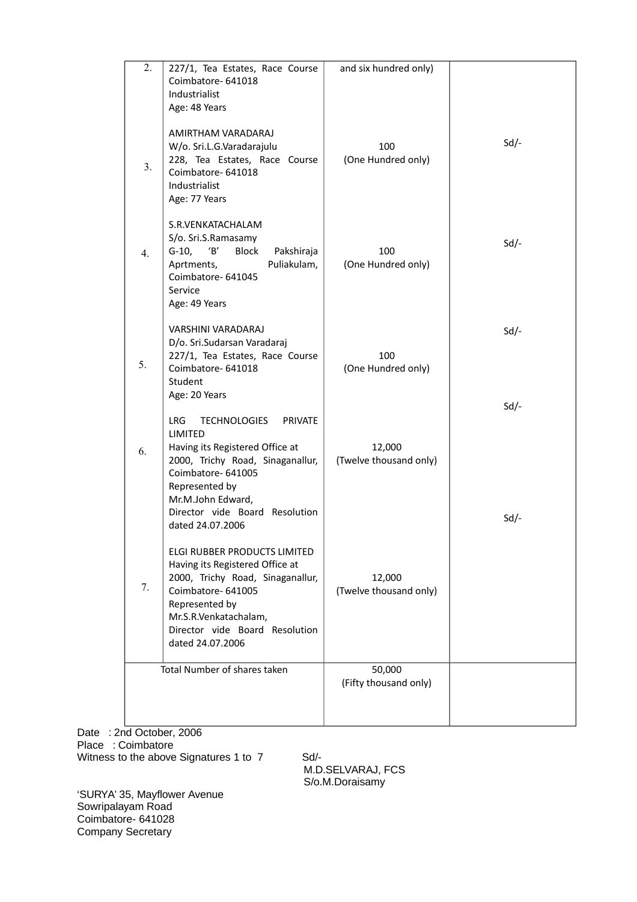| | | | |
|---|---|---|---|
| 2. | 227/1, Tea Estates, Race Course<br>Coimbatore- 641018<br>Industrialist<br>Age: 48 Years | and six hundred only) | |
| 3. | AMIRTHAM VARADARAJ<br>W/o. Sri.L.G.Varadarajulu<br>228, Tea Estates, Race Course<br>Coimbatore- 641018<br>Industrialist<br>Age: 77 Years | 100<br>(One Hundred only) | Sd/- |
| 4. | S.R.VENKATACHALAM<br>S/o. Sri.S.Ramasamy<br>G-10, 'B' Block Pakshiraja Aprtments, Puliakulam,<br>Coimbatore- 641045<br>Service<br>Age: 49 Years | 100<br>(One Hundred only) | Sd/- |
| 5. | VARSHINI VARADARAJ<br>D/o. Sri.Sudarsan Varadaraj<br>227/1, Tea Estates, Race Course<br>Coimbatore- 641018<br>Student<br>Age: 20 Years | 100<br>(One Hundred only) | Sd/- |
| 6. | LRG TECHNOLOGIES PRIVATE LIMITED<br>Having its Registered Office at<br>2000, Trichy Road, Sinaganallur,<br>Coimbatore- 641005<br>Represented by<br>Mr.M.John Edward,<br>Director vide Board Resolution dated 24.07.2006 | 12,000<br>(Twelve thousand only) | Sd/- |
| 7. | ELGI RUBBER PRODUCTS LIMITED<br>Having its Registered Office at<br>2000, Trichy Road, Sinaganallur,<br>Coimbatore- 641005<br>Represented by<br>Mr.S.R.Venkatachalam,<br>Director vide Board Resolution dated 24.07.2006 | 12,000<br>(Twelve thousand only) | Sd/- |
| | Total Number of shares taken | 50,000<br>(Fifty thousand only) | |

Date : 2nd October, 2006
Place : Coimbatore
Witness to the above Signatures 1 to 7

Sd/-
M.D.SELVARAJ, FCS
S/o.M.Doraisamy

'SURYA' 35, Mayflower Avenue
Sowripalayam Road
Coimbatore- 641028
Company Secretary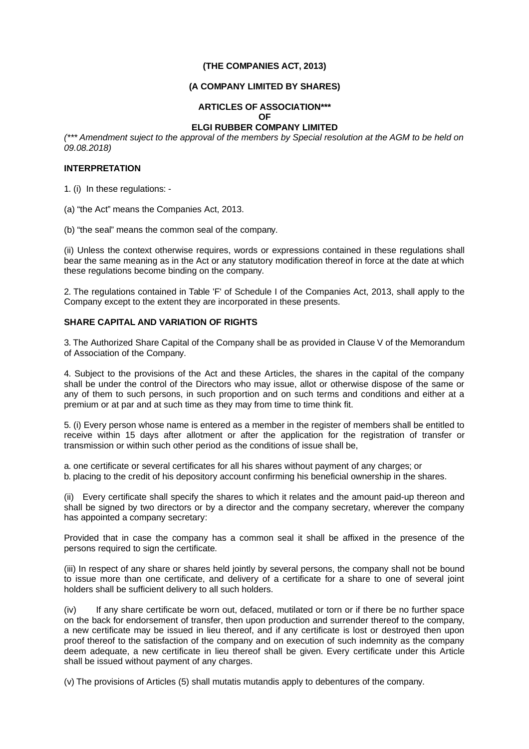**(THE COMPANIES ACT, 2013)**

**(A COMPANY LIMITED BY SHARES)**

**ARTICLES OF ASSOCIATION*** OF ELGI RUBBER COMPANY LIMITED**

*(*** Amendment suject to the approval of the members by Special resolution at the AGM to be held on 09.08.2018)*

**INTERPRETATION**

1. (i) In these regulations: -

(a) "the Act" means the Companies Act, 2013.

(b) "the seal" means the common seal of the company.

(ii) Unless the context otherwise requires, words or expressions contained in these regulations shall bear the same meaning as in the Act or any statutory modification thereof in force at the date at which these regulations become binding on the company.

2. The regulations contained in Table 'F' of Schedule I of the Companies Act, 2013, shall apply to the Company except to the extent they are incorporated in these presents.

**SHARE CAPITAL AND VARIATION OF RIGHTS**

3. The Authorized Share Capital of the Company shall be as provided in Clause V of the Memorandum of Association of the Company.

4. Subject to the provisions of the Act and these Articles, the shares in the capital of the company shall be under the control of the Directors who may issue, allot or otherwise dispose of the same or any of them to such persons, in such proportion and on such terms and conditions and either at a premium or at par and at such time as they may from time to time think fit.

5. (i) Every person whose name is entered as a member in the register of members shall be entitled to receive within 15 days after allotment or after the application for the registration of transfer or transmission or within such other period as the conditions of issue shall be,

a. one certificate or several certificates for all his shares without payment of any charges; or
b. placing to the credit of his depository account confirming his beneficial ownership in the shares.

(ii) Every certificate shall specify the shares to which it relates and the amount paid-up thereon and shall be signed by two directors or by a director and the company secretary, wherever the company has appointed a company secretary:

Provided that in case the company has a common seal it shall be affixed in the presence of the persons required to sign the certificate.

(iii) In respect of any share or shares held jointly by several persons, the company shall not be bound to issue more than one certificate, and delivery of a certificate for a share to one of several joint holders shall be sufficient delivery to all such holders.

(iv) If any share certificate be worn out, defaced, mutilated or torn or if there be no further space on the back for endorsement of transfer, then upon production and surrender thereof to the company, a new certificate may be issued in lieu thereof, and if any certificate is lost or destroyed then upon proof thereof to the satisfaction of the company and on execution of such indemnity as the company deem adequate, a new certificate in lieu thereof shall be given. Every certificate under this Article shall be issued without payment of any charges.

(v) The provisions of Articles (5) shall mutatis mutandis apply to debentures of the company.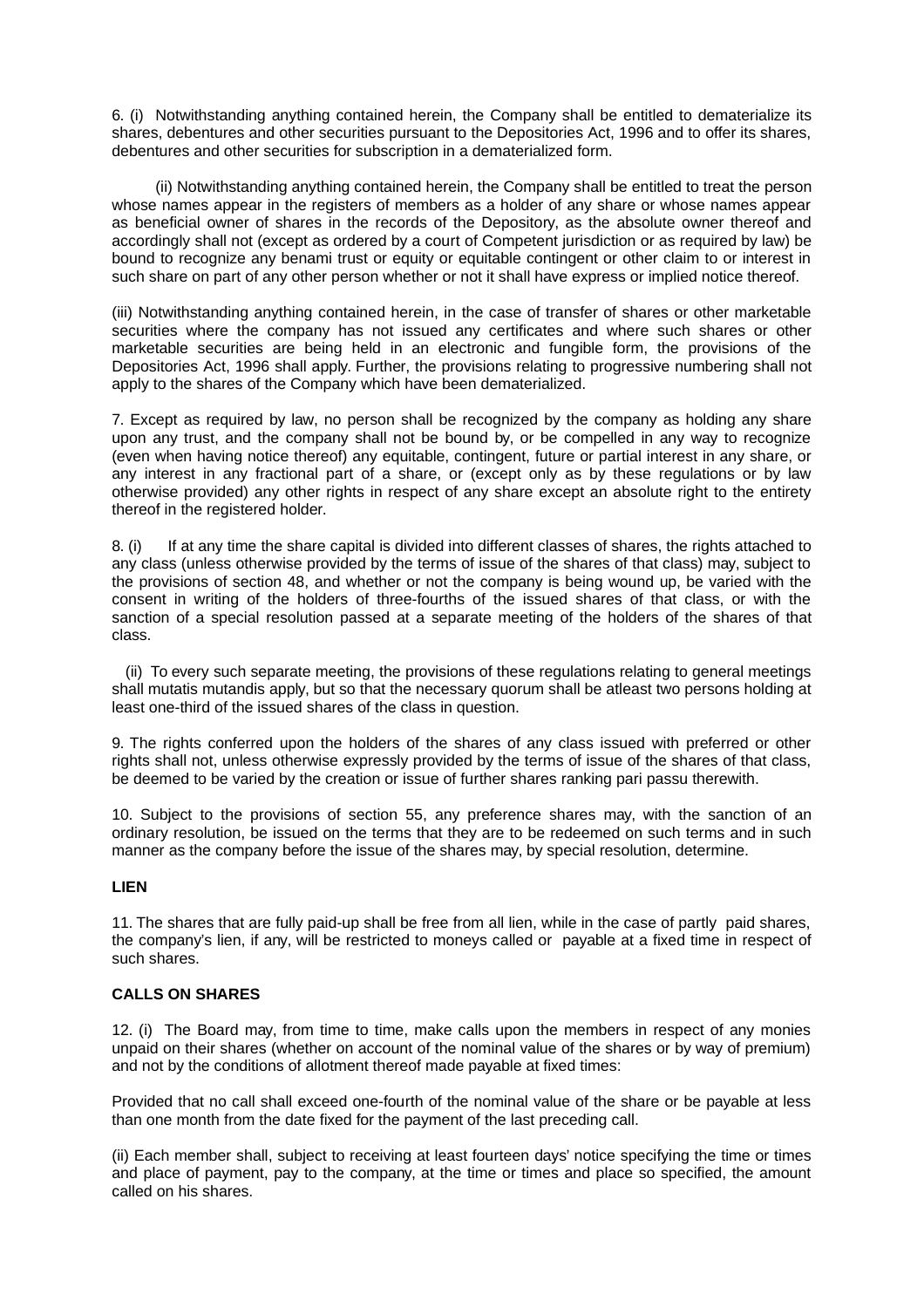6. (i) Notwithstanding anything contained herein, the Company shall be entitled to dematerialize its shares, debentures and other securities pursuant to the Depositories Act, 1996 and to offer its shares, debentures and other securities for subscription in a dematerialized form.

(ii) Notwithstanding anything contained herein, the Company shall be entitled to treat the person whose names appear in the registers of members as a holder of any share or whose names appear as beneficial owner of shares in the records of the Depository, as the absolute owner thereof and accordingly shall not (except as ordered by a court of Competent jurisdiction or as required by law) be bound to recognize any benami trust or equity or equitable contingent or other claim to or interest in such share on part of any other person whether or not it shall have express or implied notice thereof.

(iii) Notwithstanding anything contained herein, in the case of transfer of shares or other marketable securities where the company has not issued any certificates and where such shares or other marketable securities are being held in an electronic and fungible form, the provisions of the Depositories Act, 1996 shall apply. Further, the provisions relating to progressive numbering shall not apply to the shares of the Company which have been dematerialized.

7. Except as required by law, no person shall be recognized by the company as holding any share upon any trust, and the company shall not be bound by, or be compelled in any way to recognize (even when having notice thereof) any equitable, contingent, future or partial interest in any share, or any interest in any fractional part of a share, or (except only as by these regulations or by law otherwise provided) any other rights in respect of any share except an absolute right to the entirety thereof in the registered holder.

8. (i) If at any time the share capital is divided into different classes of shares, the rights attached to any class (unless otherwise provided by the terms of issue of the shares of that class) may, subject to the provisions of section 48, and whether or not the company is being wound up, be varied with the consent in writing of the holders of three-fourths of the issued shares of that class, or with the sanction of a special resolution passed at a separate meeting of the holders of the shares of that class.

(ii) To every such separate meeting, the provisions of these regulations relating to general meetings shall mutatis mutandis apply, but so that the necessary quorum shall be atleast two persons holding at least one-third of the issued shares of the class in question.

9. The rights conferred upon the holders of the shares of any class issued with preferred or other rights shall not, unless otherwise expressly provided by the terms of issue of the shares of that class, be deemed to be varied by the creation or issue of further shares ranking pari passu therewith.

10. Subject to the provisions of section 55, any preference shares may, with the sanction of an ordinary resolution, be issued on the terms that they are to be redeemed on such terms and in such manner as the company before the issue of the shares may, by special resolution, determine.

**LIEN**

11. The shares that are fully paid-up shall be free from all lien, while in the case of partly paid shares, the company's lien, if any, will be restricted to moneys called or payable at a fixed time in respect of such shares.

**CALLS ON SHARES**

12. (i) The Board may, from time to time, make calls upon the members in respect of any monies unpaid on their shares (whether on account of the nominal value of the shares or by way of premium) and not by the conditions of allotment thereof made payable at fixed times:

Provided that no call shall exceed one-fourth of the nominal value of the share or be payable at less than one month from the date fixed for the payment of the last preceding call.

(ii) Each member shall, subject to receiving at least fourteen days' notice specifying the time or times and place of payment, pay to the company, at the time or times and place so specified, the amount called on his shares.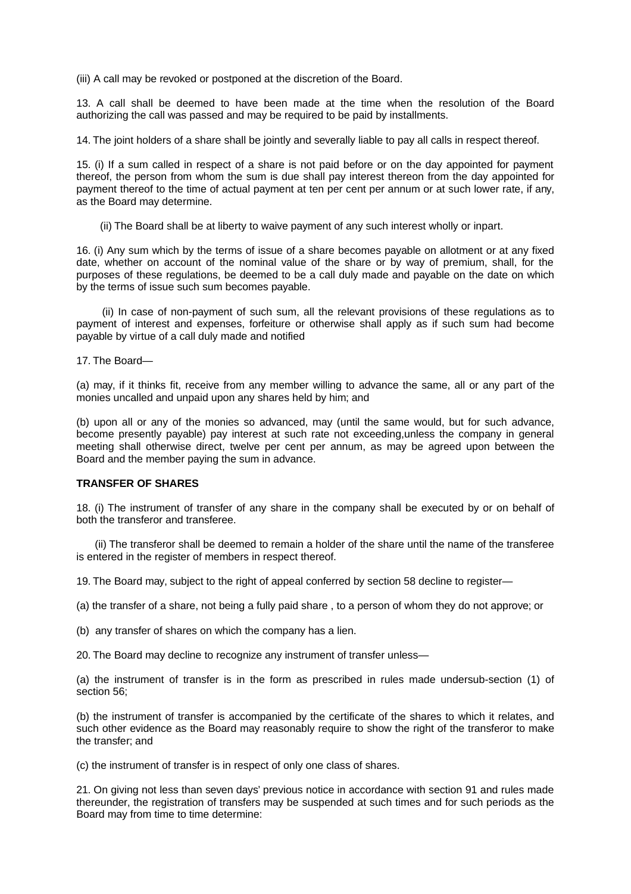(iii) A call may be revoked or postponed at the discretion of the Board.

13. A call shall be deemed to have been made at the time when the resolution of the Board authorizing the call was passed and may be required to be paid by installments.

14. The joint holders of a share shall be jointly and severally liable to pay all calls in respect thereof.

15. (i) If a sum called in respect of a share is not paid before or on the day appointed for payment thereof, the person from whom the sum is due shall pay interest thereon from the day appointed for payment thereof to the time of actual payment at ten per cent per annum or at such lower rate, if any, as the Board may determine.

(ii) The Board shall be at liberty to waive payment of any such interest wholly or inpart.

16. (i) Any sum which by the terms of issue of a share becomes payable on allotment or at any fixed date, whether on account of the nominal value of the share or by way of premium, shall, for the purposes of these regulations, be deemed to be a call duly made and payable on the date on which by the terms of issue such sum becomes payable.

(ii) In case of non-payment of such sum, all the relevant provisions of these regulations as to payment of interest and expenses, forfeiture or otherwise shall apply as if such sum had become payable by virtue of a call duly made and notified

17. The Board—

(a) may, if it thinks fit, receive from any member willing to advance the same, all or any part of the monies uncalled and unpaid upon any shares held by him; and

(b) upon all or any of the monies so advanced, may (until the same would, but for such advance, become presently payable) pay interest at such rate not exceeding,unless the company in general meeting shall otherwise direct, twelve per cent per annum, as may be agreed upon between the Board and the member paying the sum in advance.

**TRANSFER OF SHARES**

18. (i) The instrument of transfer of any share in the company shall be executed by or on behalf of both the transferor and transferee.

(ii) The transferor shall be deemed to remain a holder of the share until the name of the transferee is entered in the register of members in respect thereof.

19. The Board may, subject to the right of appeal conferred by section 58 decline to register—

(a) the transfer of a share, not being a fully paid share , to a person of whom they do not approve; or

(b) any transfer of shares on which the company has a lien.

20. The Board may decline to recognize any instrument of transfer unless—

(a) the instrument of transfer is in the form as prescribed in rules made undersub-section (1) of section 56;

(b) the instrument of transfer is accompanied by the certificate of the shares to which it relates, and such other evidence as the Board may reasonably require to show the right of the transferor to make the transfer; and

(c) the instrument of transfer is in respect of only one class of shares.

21. On giving not less than seven days' previous notice in accordance with section 91 and rules made thereunder, the registration of transfers may be suspended at such times and for such periods as the Board may from time to time determine: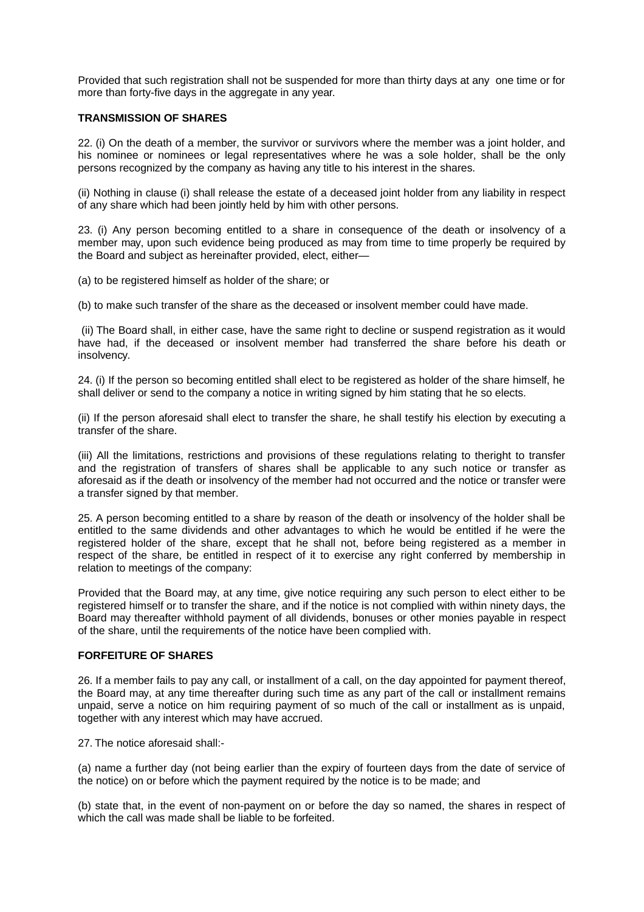Provided that such registration shall not be suspended for more than thirty days at any one time or for more than forty-five days in the aggregate in any year.

**TRANSMISSION OF SHARES**

22. (i) On the death of a member, the survivor or survivors where the member was a joint holder, and his nominee or nominees or legal representatives where he was a sole holder, shall be the only persons recognized by the company as having any title to his interest in the shares.

(ii) Nothing in clause (i) shall release the estate of a deceased joint holder from any liability in respect of any share which had been jointly held by him with other persons.

23. (i) Any person becoming entitled to a share in consequence of the death or insolvency of a member may, upon such evidence being produced as may from time to time properly be required by the Board and subject as hereinafter provided, elect, either—

(a) to be registered himself as holder of the share; or

(b) to make such transfer of the share as the deceased or insolvent member could have made.

(ii) The Board shall, in either case, have the same right to decline or suspend registration as it would have had, if the deceased or insolvent member had transferred the share before his death or insolvency.

24. (i) If the person so becoming entitled shall elect to be registered as holder of the share himself, he shall deliver or send to the company a notice in writing signed by him stating that he so elects.

(ii) If the person aforesaid shall elect to transfer the share, he shall testify his election by executing a transfer of the share.

(iii) All the limitations, restrictions and provisions of these regulations relating to theright to transfer and the registration of transfers of shares shall be applicable to any such notice or transfer as aforesaid as if the death or insolvency of the member had not occurred and the notice or transfer were a transfer signed by that member.

25. A person becoming entitled to a share by reason of the death or insolvency of the holder shall be entitled to the same dividends and other advantages to which he would be entitled if he were the registered holder of the share, except that he shall not, before being registered as a member in respect of the share, be entitled in respect of it to exercise any right conferred by membership in relation to meetings of the company:

Provided that the Board may, at any time, give notice requiring any such person to elect either to be registered himself or to transfer the share, and if the notice is not complied with within ninety days, the Board may thereafter withhold payment of all dividends, bonuses or other monies payable in respect of the share, until the requirements of the notice have been complied with.

**FORFEITURE OF SHARES**

26. If a member fails to pay any call, or installment of a call, on the day appointed for payment thereof, the Board may, at any time thereafter during such time as any part of the call or installment remains unpaid, serve a notice on him requiring payment of so much of the call or installment as is unpaid, together with any interest which may have accrued.

27. The notice aforesaid shall:-

(a) name a further day (not being earlier than the expiry of fourteen days from the date of service of the notice) on or before which the payment required by the notice is to be made; and

(b) state that, in the event of non-payment on or before the day so named, the shares in respect of which the call was made shall be liable to be forfeited.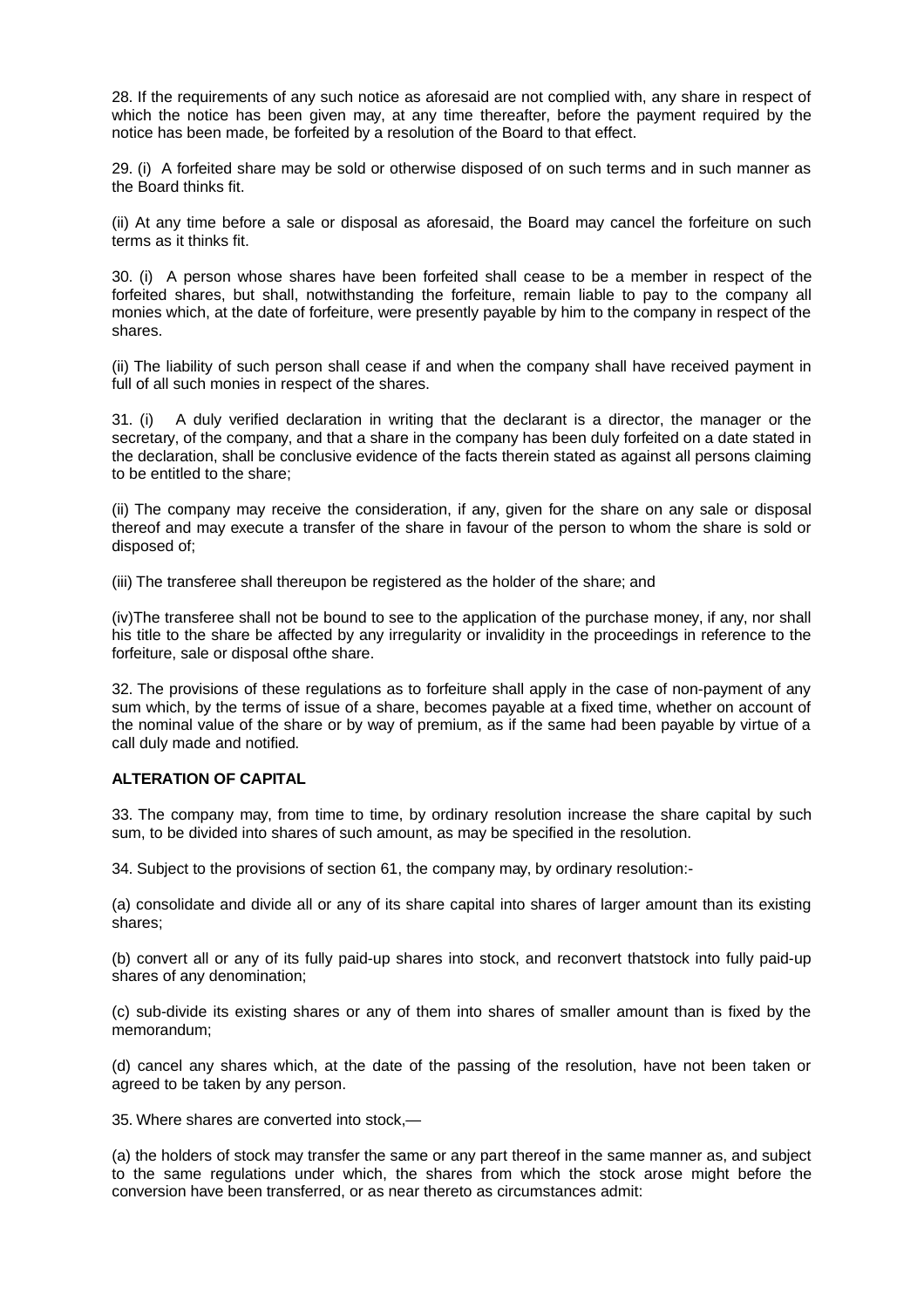28. If the requirements of any such notice as aforesaid are not complied with, any share in respect of which the notice has been given may, at any time thereafter, before the payment required by the notice has been made, be forfeited by a resolution of the Board to that effect.

29. (i) A forfeited share may be sold or otherwise disposed of on such terms and in such manner as the Board thinks fit.

(ii) At any time before a sale or disposal as aforesaid, the Board may cancel the forfeiture on such terms as it thinks fit.

30. (i) A person whose shares have been forfeited shall cease to be a member in respect of the forfeited shares, but shall, notwithstanding the forfeiture, remain liable to pay to the company all monies which, at the date of forfeiture, were presently payable by him to the company in respect of the shares.

(ii) The liability of such person shall cease if and when the company shall have received payment in full of all such monies in respect of the shares.

31. (i) A duly verified declaration in writing that the declarant is a director, the manager or the secretary, of the company, and that a share in the company has been duly forfeited on a date stated in the declaration, shall be conclusive evidence of the facts therein stated as against all persons claiming to be entitled to the share;

(ii) The company may receive the consideration, if any, given for the share on any sale or disposal thereof and may execute a transfer of the share in favour of the person to whom the share is sold or disposed of;

(iii) The transferee shall thereupon be registered as the holder of the share; and

(iv)The transferee shall not be bound to see to the application of the purchase money, if any, nor shall his title to the share be affected by any irregularity or invalidity in the proceedings in reference to the forfeiture, sale or disposal ofthe share.

32. The provisions of these regulations as to forfeiture shall apply in the case of non-payment of any sum which, by the terms of issue of a share, becomes payable at a fixed time, whether on account of the nominal value of the share or by way of premium, as if the same had been payable by virtue of a call duly made and notified.

**ALTERATION OF CAPITAL**

33. The company may, from time to time, by ordinary resolution increase the share capital by such sum, to be divided into shares of such amount, as may be specified in the resolution.

34. Subject to the provisions of section 61, the company may, by ordinary resolution:-

(a) consolidate and divide all or any of its share capital into shares of larger amount than its existing shares;

(b) convert all or any of its fully paid-up shares into stock, and reconvert thatstock into fully paid-up shares of any denomination;

(c) sub-divide its existing shares or any of them into shares of smaller amount than is fixed by the memorandum;

(d) cancel any shares which, at the date of the passing of the resolution, have not been taken or agreed to be taken by any person.

35. Where shares are converted into stock,—

(a) the holders of stock may transfer the same or any part thereof in the same manner as, and subject to the same regulations under which, the shares from which the stock arose might before the conversion have been transferred, or as near thereto as circumstances admit: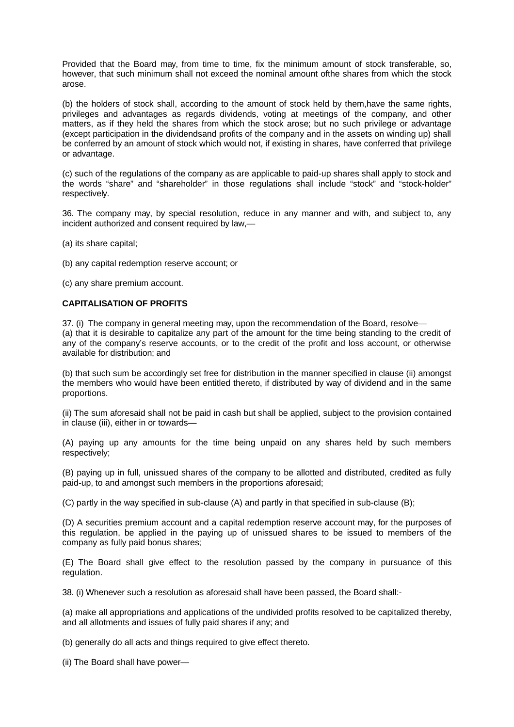Provided that the Board may, from time to time, fix the minimum amount of stock transferable, so, however, that such minimum shall not exceed the nominal amount ofthe shares from which the stock arose.

(b) the holders of stock shall, according to the amount of stock held by them,have the same rights, privileges and advantages as regards dividends, voting at meetings of the company, and other matters, as if they held the shares from which the stock arose; but no such privilege or advantage (except participation in the dividendsand profits of the company and in the assets on winding up) shall be conferred by an amount of stock which would not, if existing in shares, have conferred that privilege or advantage.

(c) such of the regulations of the company as are applicable to paid-up shares shall apply to stock and the words "share" and "shareholder" in those regulations shall include "stock" and "stock-holder" respectively.

36. The company may, by special resolution, reduce in any manner and with, and subject to, any incident authorized and consent required by law,—

(a) its share capital;

(b) any capital redemption reserve account; or

(c) any share premium account.

**CAPITALISATION OF PROFITS**

37. (i) The company in general meeting may, upon the recommendation of the Board, resolve—
(a) that it is desirable to capitalize any part of the amount for the time being standing to the credit of any of the company's reserve accounts, or to the credit of the profit and loss account, or otherwise available for distribution; and

(b) that such sum be accordingly set free for distribution in the manner specified in clause (ii) amongst the members who would have been entitled thereto, if distributed by way of dividend and in the same proportions.

(ii) The sum aforesaid shall not be paid in cash but shall be applied, subject to the provision contained in clause (iii), either in or towards—

(A) paying up any amounts for the time being unpaid on any shares held by such members respectively;

(B) paying up in full, unissued shares of the company to be allotted and distributed, credited as fully paid-up, to and amongst such members in the proportions aforesaid;

(C) partly in the way specified in sub-clause (A) and partly in that specified in sub-clause (B);

(D) A securities premium account and a capital redemption reserve account may, for the purposes of this regulation, be applied in the paying up of unissued shares to be issued to members of the company as fully paid bonus shares;

(E) The Board shall give effect to the resolution passed by the company in pursuance of this regulation.

38. (i) Whenever such a resolution as aforesaid shall have been passed, the Board shall:-

(a) make all appropriations and applications of the undivided profits resolved to be capitalized thereby, and all allotments and issues of fully paid shares if any; and

(b) generally do all acts and things required to give effect thereto.

(ii) The Board shall have power—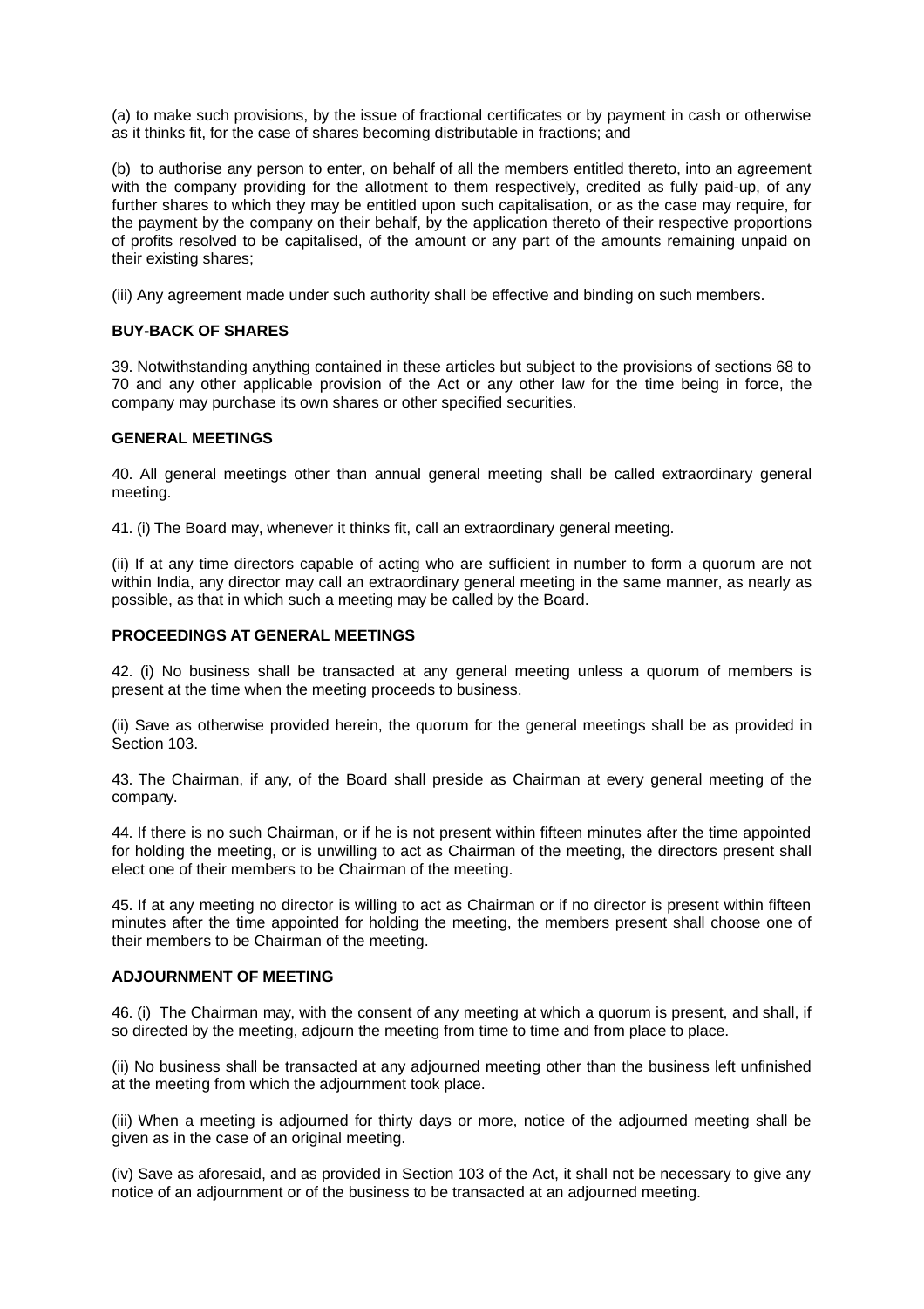(a) to make such provisions, by the issue of fractional certificates or by payment in cash or otherwise as it thinks fit, for the case of shares becoming distributable in fractions; and

(b) to authorise any person to enter, on behalf of all the members entitled thereto, into an agreement with the company providing for the allotment to them respectively, credited as fully paid-up, of any further shares to which they may be entitled upon such capitalisation, or as the case may require, for the payment by the company on their behalf, by the application thereto of their respective proportions of profits resolved to be capitalised, of the amount or any part of the amounts remaining unpaid on their existing shares;

(iii) Any agreement made under such authority shall be effective and binding on such members.

**BUY-BACK OF SHARES**

39. Notwithstanding anything contained in these articles but subject to the provisions of sections 68 to 70 and any other applicable provision of the Act or any other law for the time being in force, the company may purchase its own shares or other specified securities.

**GENERAL MEETINGS**

40. All general meetings other than annual general meeting shall be called extraordinary general meeting.

41. (i) The Board may, whenever it thinks fit, call an extraordinary general meeting.

(ii) If at any time directors capable of acting who are sufficient in number to form a quorum are not within India, any director may call an extraordinary general meeting in the same manner, as nearly as possible, as that in which such a meeting may be called by the Board.

**PROCEEDINGS AT GENERAL MEETINGS**

42. (i) No business shall be transacted at any general meeting unless a quorum of members is present at the time when the meeting proceeds to business.

(ii) Save as otherwise provided herein, the quorum for the general meetings shall be as provided in Section 103.

43. The Chairman, if any, of the Board shall preside as Chairman at every general meeting of the company.

44. If there is no such Chairman, or if he is not present within fifteen minutes after the time appointed for holding the meeting, or is unwilling to act as Chairman of the meeting, the directors present shall elect one of their members to be Chairman of the meeting.

45. If at any meeting no director is willing to act as Chairman or if no director is present within fifteen minutes after the time appointed for holding the meeting, the members present shall choose one of their members to be Chairman of the meeting.

**ADJOURNMENT OF MEETING**

46. (i) The Chairman may, with the consent of any meeting at which a quorum is present, and shall, if so directed by the meeting, adjourn the meeting from time to time and from place to place.

(ii) No business shall be transacted at any adjourned meeting other than the business left unfinished at the meeting from which the adjournment took place.

(iii) When a meeting is adjourned for thirty days or more, notice of the adjourned meeting shall be given as in the case of an original meeting.

(iv) Save as aforesaid, and as provided in Section 103 of the Act, it shall not be necessary to give any notice of an adjournment or of the business to be transacted at an adjourned meeting.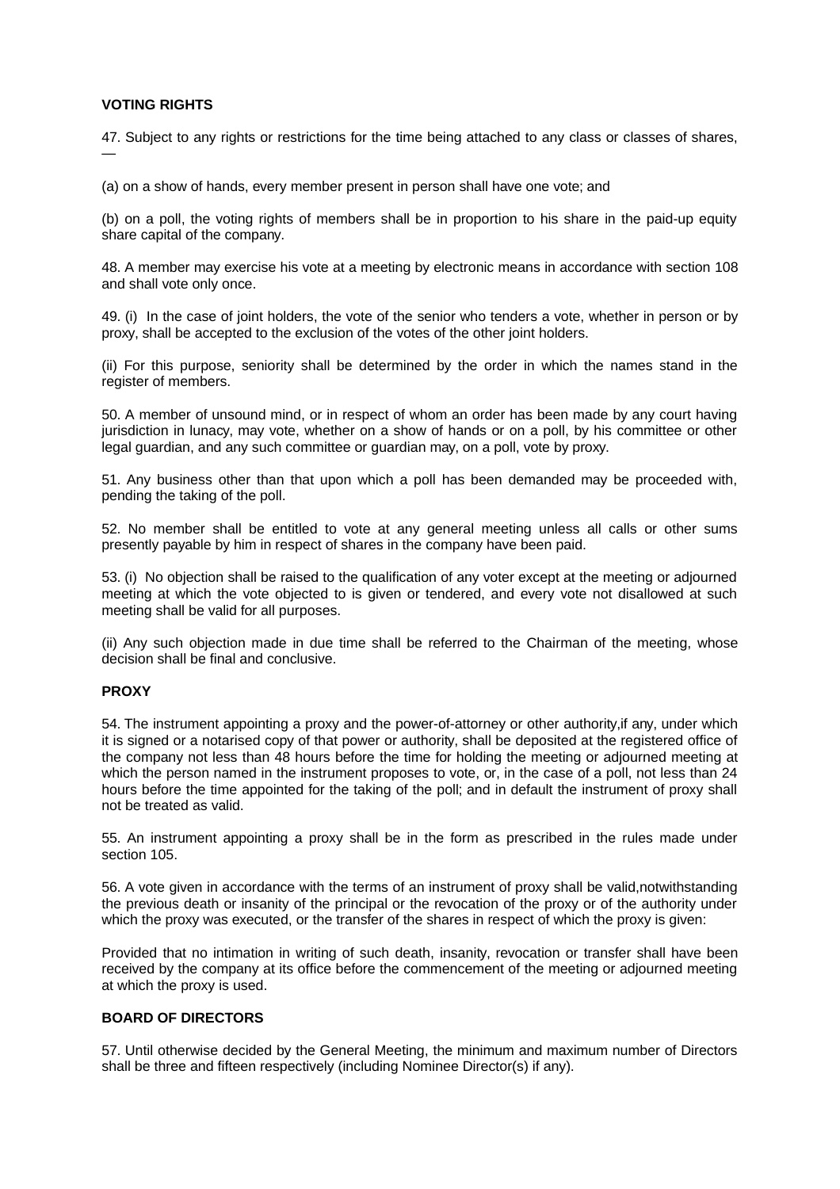**VOTING RIGHTS**

47. Subject to any rights or restrictions for the time being attached to any class or classes of shares, —

(a) on a show of hands, every member present in person shall have one vote; and

(b) on a poll, the voting rights of members shall be in proportion to his share in the paid-up equity share capital of the company.

48. A member may exercise his vote at a meeting by electronic means in accordance with section 108 and shall vote only once.

49. (i) In the case of joint holders, the vote of the senior who tenders a vote, whether in person or by proxy, shall be accepted to the exclusion of the votes of the other joint holders.

(ii) For this purpose, seniority shall be determined by the order in which the names stand in the register of members.

50. A member of unsound mind, or in respect of whom an order has been made by any court having jurisdiction in lunacy, may vote, whether on a show of hands or on a poll, by his committee or other legal guardian, and any such committee or guardian may, on a poll, vote by proxy.

51. Any business other than that upon which a poll has been demanded may be proceeded with, pending the taking of the poll.

52. No member shall be entitled to vote at any general meeting unless all calls or other sums presently payable by him in respect of shares in the company have been paid.

53. (i) No objection shall be raised to the qualification of any voter except at the meeting or adjourned meeting at which the vote objected to is given or tendered, and every vote not disallowed at such meeting shall be valid for all purposes.

(ii) Any such objection made in due time shall be referred to the Chairman of the meeting, whose decision shall be final and conclusive.

**PROXY**

54. The instrument appointing a proxy and the power-of-attorney or other authority,if any, under which it is signed or a notarised copy of that power or authority, shall be deposited at the registered office of the company not less than 48 hours before the time for holding the meeting or adjourned meeting at which the person named in the instrument proposes to vote, or, in the case of a poll, not less than 24 hours before the time appointed for the taking of the poll; and in default the instrument of proxy shall not be treated as valid.

55. An instrument appointing a proxy shall be in the form as prescribed in the rules made under section 105.

56. A vote given in accordance with the terms of an instrument of proxy shall be valid,notwithstanding the previous death or insanity of the principal or the revocation of the proxy or of the authority under which the proxy was executed, or the transfer of the shares in respect of which the proxy is given:

Provided that no intimation in writing of such death, insanity, revocation or transfer shall have been received by the company at its office before the commencement of the meeting or adjourned meeting at which the proxy is used.

**BOARD OF DIRECTORS**

57. Until otherwise decided by the General Meeting, the minimum and maximum number of Directors shall be three and fifteen respectively (including Nominee Director(s) if any).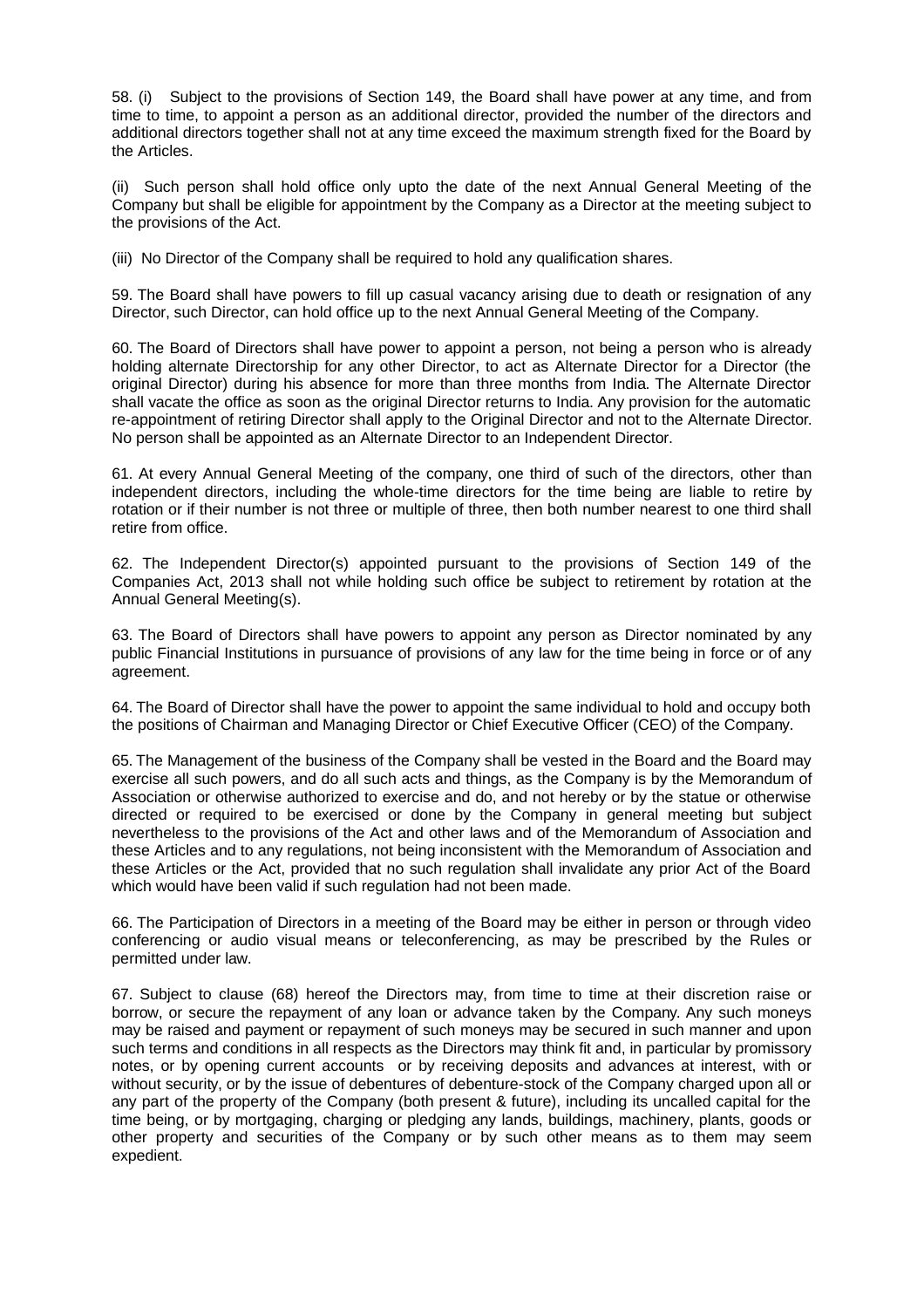58. (i) Subject to the provisions of Section 149, the Board shall have power at any time, and from time to time, to appoint a person as an additional director, provided the number of the directors and additional directors together shall not at any time exceed the maximum strength fixed for the Board by the Articles.

(ii) Such person shall hold office only upto the date of the next Annual General Meeting of the Company but shall be eligible for appointment by the Company as a Director at the meeting subject to the provisions of the Act.

(iii) No Director of the Company shall be required to hold any qualification shares.

59. The Board shall have powers to fill up casual vacancy arising due to death or resignation of any Director, such Director, can hold office up to the next Annual General Meeting of the Company.

60. The Board of Directors shall have power to appoint a person, not being a person who is already holding alternate Directorship for any other Director, to act as Alternate Director for a Director (the original Director) during his absence for more than three months from India. The Alternate Director shall vacate the office as soon as the original Director returns to India. Any provision for the automatic re-appointment of retiring Director shall apply to the Original Director and not to the Alternate Director. No person shall be appointed as an Alternate Director to an Independent Director.

61. At every Annual General Meeting of the company, one third of such of the directors, other than independent directors, including the whole-time directors for the time being are liable to retire by rotation or if their number is not three or multiple of three, then both number nearest to one third shall retire from office.

62. The Independent Director(s) appointed pursuant to the provisions of Section 149 of the Companies Act, 2013 shall not while holding such office be subject to retirement by rotation at the Annual General Meeting(s).

63. The Board of Directors shall have powers to appoint any person as Director nominated by any public Financial Institutions in pursuance of provisions of any law for the time being in force or of any agreement.

64. The Board of Director shall have the power to appoint the same individual to hold and occupy both the positions of Chairman and Managing Director or Chief Executive Officer (CEO) of the Company.

65. The Management of the business of the Company shall be vested in the Board and the Board may exercise all such powers, and do all such acts and things, as the Company is by the Memorandum of Association or otherwise authorized to exercise and do, and not hereby or by the statue or otherwise directed or required to be exercised or done by the Company in general meeting but subject nevertheless to the provisions of the Act and other laws and of the Memorandum of Association and these Articles and to any regulations, not being inconsistent with the Memorandum of Association and these Articles or the Act, provided that no such regulation shall invalidate any prior Act of the Board which would have been valid if such regulation had not been made.

66. The Participation of Directors in a meeting of the Board may be either in person or through video conferencing or audio visual means or teleconferencing, as may be prescribed by the Rules or permitted under law.

67. Subject to clause (68) hereof the Directors may, from time to time at their discretion raise or borrow, or secure the repayment of any loan or advance taken by the Company. Any such moneys may be raised and payment or repayment of such moneys may be secured in such manner and upon such terms and conditions in all respects as the Directors may think fit and, in particular by promissory notes, or by opening current accounts or by receiving deposits and advances at interest, with or without security, or by the issue of debentures of debenture-stock of the Company charged upon all or any part of the property of the Company (both present & future), including its uncalled capital for the time being, or by mortgaging, charging or pledging any lands, buildings, machinery, plants, goods or other property and securities of the Company or by such other means as to them may seem expedient.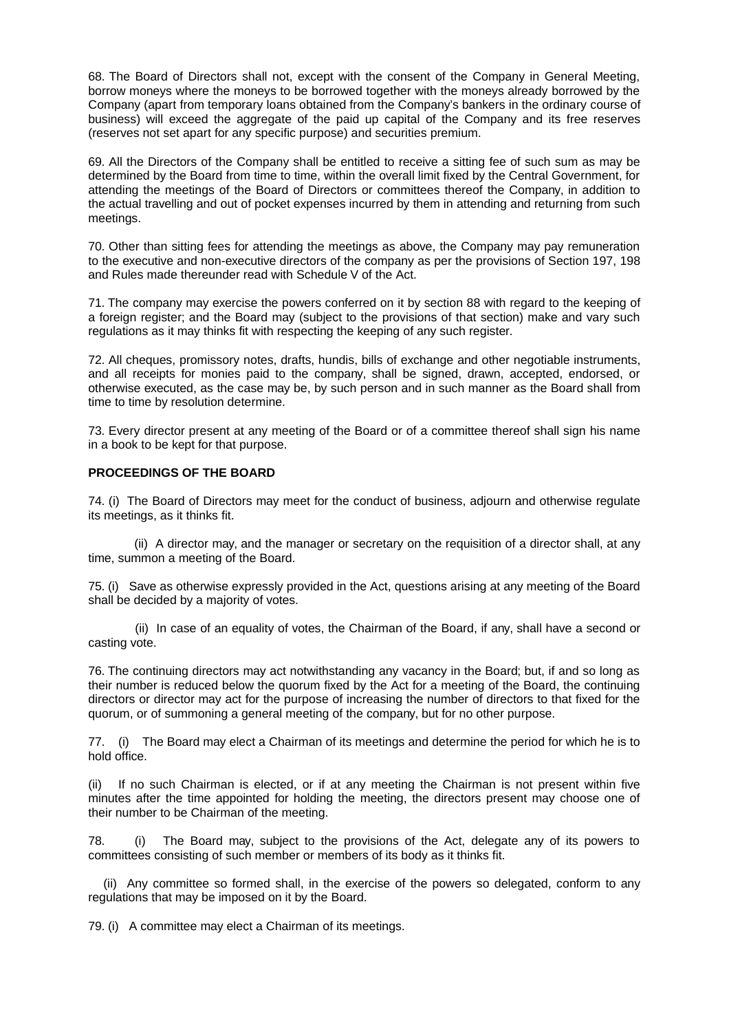68. The Board of Directors shall not, except with the consent of the Company in General Meeting, borrow moneys where the moneys to be borrowed together with the moneys already borrowed by the Company (apart from temporary loans obtained from the Company's bankers in the ordinary course of business) will exceed the aggregate of the paid up capital of the Company and its free reserves (reserves not set apart for any specific purpose) and securities premium.

69. All the Directors of the Company shall be entitled to receive a sitting fee of such sum as may be determined by the Board from time to time, within the overall limit fixed by the Central Government, for attending the meetings of the Board of Directors or committees thereof the Company, in addition to the actual travelling and out of pocket expenses incurred by them in attending and returning from such meetings.

70. Other than sitting fees for attending the meetings as above, the Company may pay remuneration to the executive and non-executive directors of the company as per the provisions of Section 197, 198 and Rules made thereunder read with Schedule V of the Act.

71. The company may exercise the powers conferred on it by section 88 with regard to the keeping of a foreign register; and the Board may (subject to the provisions of that section) make and vary such regulations as it may thinks fit with respecting the keeping of any such register.

72. All cheques, promissory notes, drafts, hundis, bills of exchange and other negotiable instruments, and all receipts for monies paid to the company, shall be signed, drawn, accepted, endorsed, or otherwise executed, as the case may be, by such person and in such manner as the Board shall from time to time by resolution determine.

73. Every director present at any meeting of the Board or of a committee thereof shall sign his name in a book to be kept for that purpose.

**PROCEEDINGS OF THE BOARD**

74. (i) The Board of Directors may meet for the conduct of business, adjourn and otherwise regulate its meetings, as it thinks fit.

(ii) A director may, and the manager or secretary on the requisition of a director shall, at any time, summon a meeting of the Board.

75. (i) Save as otherwise expressly provided in the Act, questions arising at any meeting of the Board shall be decided by a majority of votes.

(ii) In case of an equality of votes, the Chairman of the Board, if any, shall have a second or casting vote.

76. The continuing directors may act notwithstanding any vacancy in the Board; but, if and so long as their number is reduced below the quorum fixed by the Act for a meeting of the Board, the continuing directors or director may act for the purpose of increasing the number of directors to that fixed for the quorum, or of summoning a general meeting of the company, but for no other purpose.

77. (i) The Board may elect a Chairman of its meetings and determine the period for which he is to hold office.

(ii) If no such Chairman is elected, or if at any meeting the Chairman is not present within five minutes after the time appointed for holding the meeting, the directors present may choose one of their number to be Chairman of the meeting.

78. (i) The Board may, subject to the provisions of the Act, delegate any of its powers to committees consisting of such member or members of its body as it thinks fit.

(ii) Any committee so formed shall, in the exercise of the powers so delegated, conform to any regulations that may be imposed on it by the Board.

79. (i) A committee may elect a Chairman of its meetings.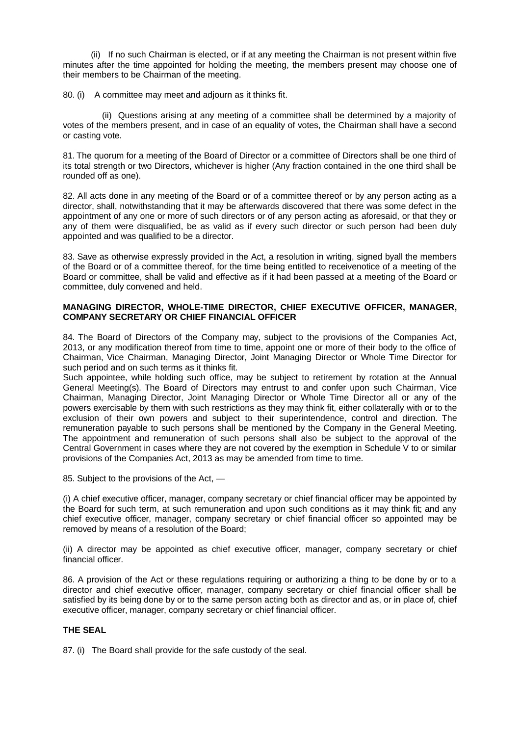(ii) If no such Chairman is elected, or if at any meeting the Chairman is not present within five minutes after the time appointed for holding the meeting, the members present may choose one of their members to be Chairman of the meeting.

80. (i) A committee may meet and adjourn as it thinks fit.

(ii) Questions arising at any meeting of a committee shall be determined by a majority of votes of the members present, and in case of an equality of votes, the Chairman shall have a second or casting vote.

81. The quorum for a meeting of the Board of Director or a committee of Directors shall be one third of its total strength or two Directors, whichever is higher (Any fraction contained in the one third shall be rounded off as one).

82. All acts done in any meeting of the Board or of a committee thereof or by any person acting as a director, shall, notwithstanding that it may be afterwards discovered that there was some defect in the appointment of any one or more of such directors or of any person acting as aforesaid, or that they or any of them were disqualified, be as valid as if every such director or such person had been duly appointed and was qualified to be a director.

83. Save as otherwise expressly provided in the Act, a resolution in writing, signed byall the members of the Board or of a committee thereof, for the time being entitled to receivenotice of a meeting of the Board or committee, shall be valid and effective as if it had been passed at a meeting of the Board or committee, duly convened and held.

**MANAGING DIRECTOR, WHOLE-TIME DIRECTOR, CHIEF EXECUTIVE OFFICER, MANAGER, COMPANY SECRETARY OR CHIEF FINANCIAL OFFICER**

84. The Board of Directors of the Company may, subject to the provisions of the Companies Act, 2013, or any modification thereof from time to time, appoint one or more of their body to the office of Chairman, Vice Chairman, Managing Director, Joint Managing Director or Whole Time Director for such period and on such terms as it thinks fit.
Such appointee, while holding such office, may be subject to retirement by rotation at the Annual General Meeting(s). The Board of Directors may entrust to and confer upon such Chairman, Vice Chairman, Managing Director, Joint Managing Director or Whole Time Director all or any of the powers exercisable by them with such restrictions as they may think fit, either collaterally with or to the exclusion of their own powers and subject to their superintendence, control and direction. The remuneration payable to such persons shall be mentioned by the Company in the General Meeting. The appointment and remuneration of such persons shall also be subject to the approval of the Central Government in cases where they are not covered by the exemption in Schedule V to or similar provisions of the Companies Act, 2013 as may be amended from time to time.

85. Subject to the provisions of the Act, —

(i) A chief executive officer, manager, company secretary or chief financial officer may be appointed by the Board for such term, at such remuneration and upon such conditions as it may think fit; and any chief executive officer, manager, company secretary or chief financial officer so appointed may be removed by means of a resolution of the Board;

(ii) A director may be appointed as chief executive officer, manager, company secretary or chief financial officer.

86. A provision of the Act or these regulations requiring or authorizing a thing to be done by or to a director and chief executive officer, manager, company secretary or chief financial officer shall be satisfied by its being done by or to the same person acting both as director and as, or in place of, chief executive officer, manager, company secretary or chief financial officer.

**THE SEAL**

87. (i) The Board shall provide for the safe custody of the seal.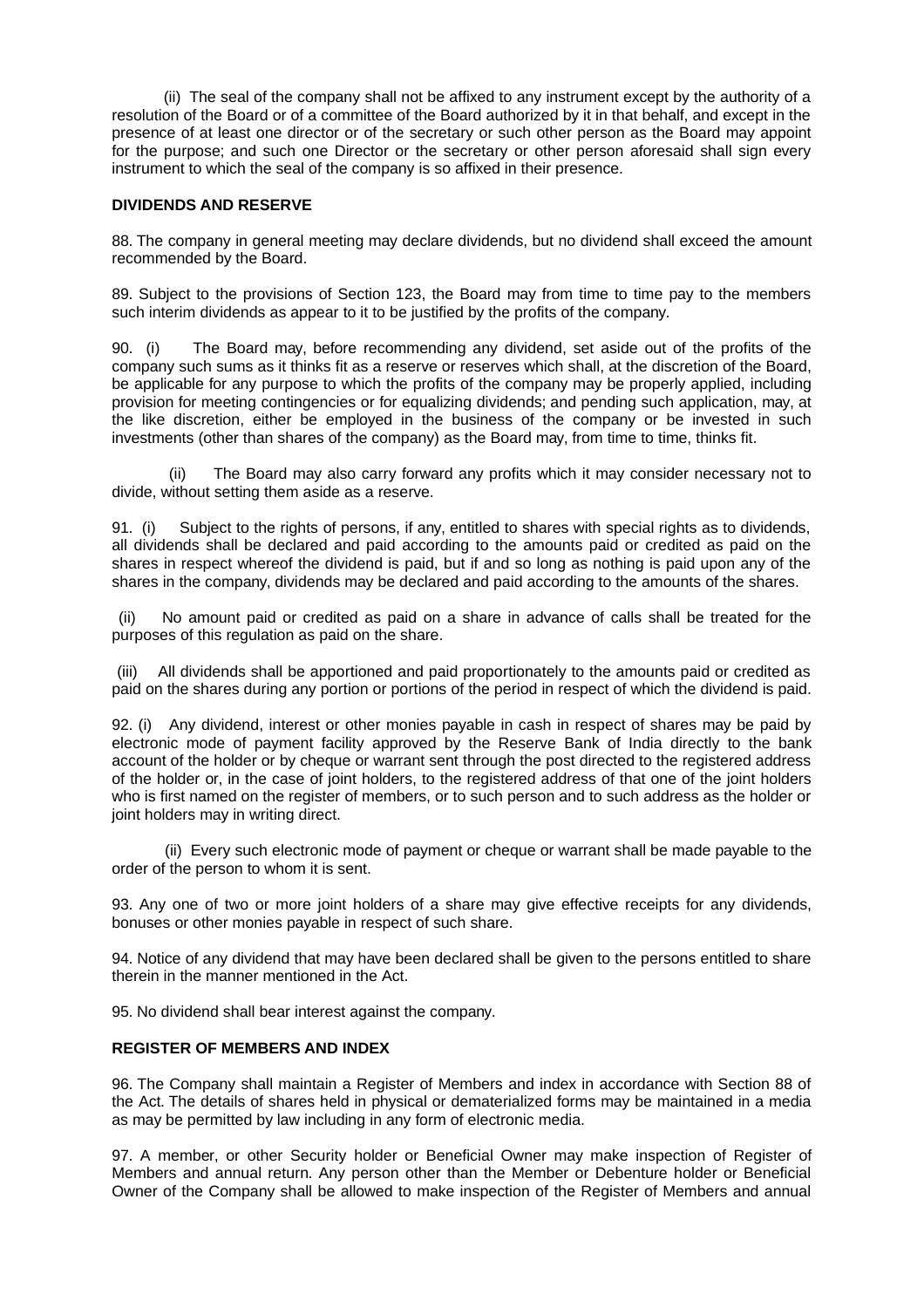(ii) The seal of the company shall not be affixed to any instrument except by the authority of a resolution of the Board or of a committee of the Board authorized by it in that behalf, and except in the presence of at least one director or of the secretary or such other person as the Board may appoint for the purpose; and such one Director or the secretary or other person aforesaid shall sign every instrument to which the seal of the company is so affixed in their presence.

**DIVIDENDS AND RESERVE**

88. The company in general meeting may declare dividends, but no dividend shall exceed the amount recommended by the Board.

89. Subject to the provisions of Section 123, the Board may from time to time pay to the members such interim dividends as appear to it to be justified by the profits of the company.

90. (i) The Board may, before recommending any dividend, set aside out of the profits of the company such sums as it thinks fit as a reserve or reserves which shall, at the discretion of the Board, be applicable for any purpose to which the profits of the company may be properly applied, including provision for meeting contingencies or for equalizing dividends; and pending such application, may, at the like discretion, either be employed in the business of the company or be invested in such investments (other than shares of the company) as the Board may, from time to time, thinks fit.

(ii) The Board may also carry forward any profits which it may consider necessary not to divide, without setting them aside as a reserve.

91. (i) Subject to the rights of persons, if any, entitled to shares with special rights as to dividends, all dividends shall be declared and paid according to the amounts paid or credited as paid on the shares in respect whereof the dividend is paid, but if and so long as nothing is paid upon any of the shares in the company, dividends may be declared and paid according to the amounts of the shares.

(ii) No amount paid or credited as paid on a share in advance of calls shall be treated for the purposes of this regulation as paid on the share.

(iii) All dividends shall be apportioned and paid proportionately to the amounts paid or credited as paid on the shares during any portion or portions of the period in respect of which the dividend is paid.

92. (i) Any dividend, interest or other monies payable in cash in respect of shares may be paid by electronic mode of payment facility approved by the Reserve Bank of India directly to the bank account of the holder or by cheque or warrant sent through the post directed to the registered address of the holder or, in the case of joint holders, to the registered address of that one of the joint holders who is first named on the register of members, or to such person and to such address as the holder or joint holders may in writing direct.

(ii) Every such electronic mode of payment or cheque or warrant shall be made payable to the order of the person to whom it is sent.

93. Any one of two or more joint holders of a share may give effective receipts for any dividends, bonuses or other monies payable in respect of such share.

94. Notice of any dividend that may have been declared shall be given to the persons entitled to share therein in the manner mentioned in the Act.

95. No dividend shall bear interest against the company.

**REGISTER OF MEMBERS AND INDEX**

96. The Company shall maintain a Register of Members and index in accordance with Section 88 of the Act. The details of shares held in physical or dematerialized forms may be maintained in a media as may be permitted by law including in any form of electronic media.

97. A member, or other Security holder or Beneficial Owner may make inspection of Register of Members and annual return. Any person other than the Member or Debenture holder or Beneficial Owner of the Company shall be allowed to make inspection of the Register of Members and annual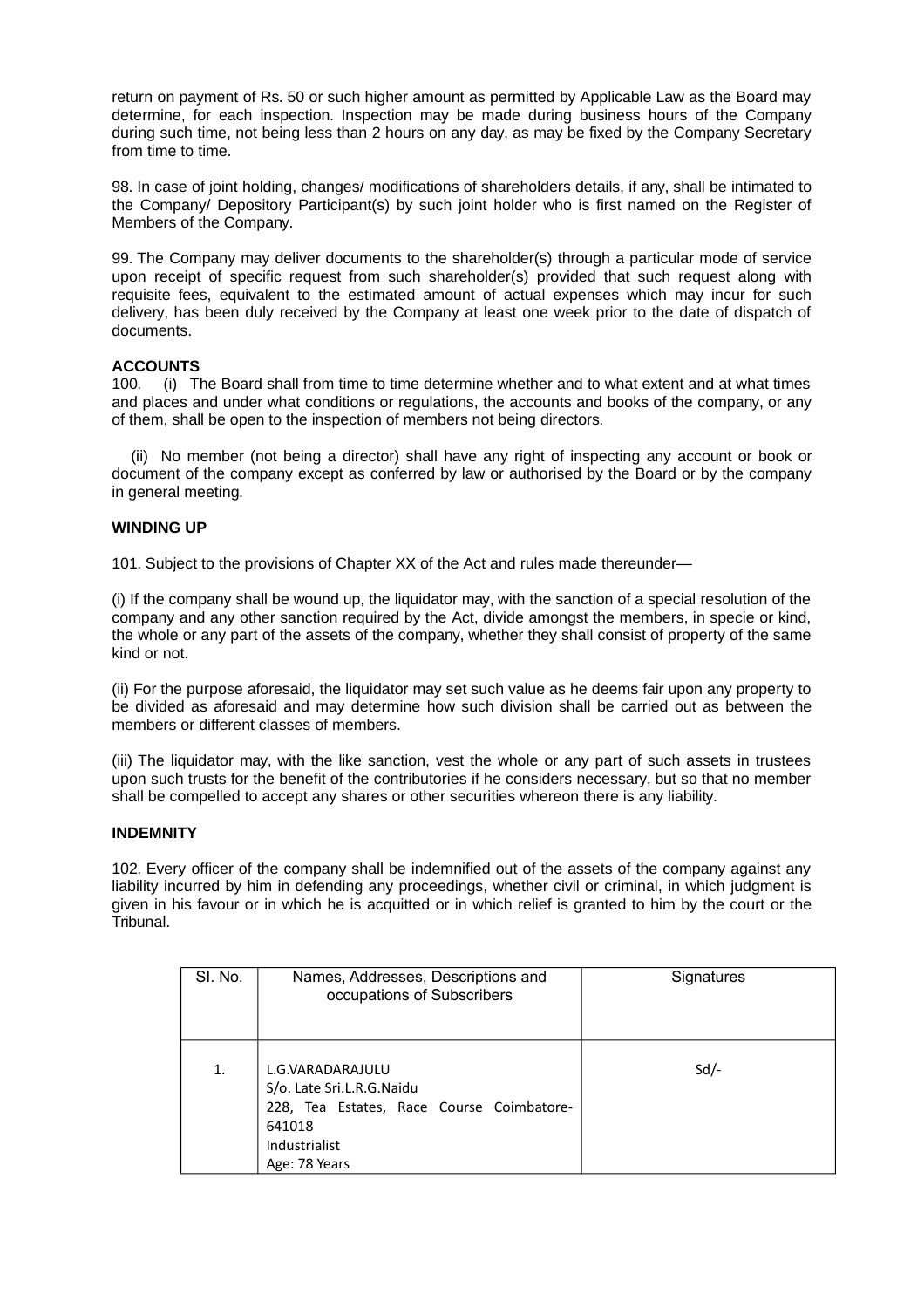return on payment of Rs. 50 or such higher amount as permitted by Applicable Law as the Board may determine, for each inspection. Inspection may be made during business hours of the Company during such time, not being less than 2 hours on any day, as may be fixed by the Company Secretary from time to time.

98. In case of joint holding, changes/ modifications of shareholders details, if any, shall be intimated to the Company/ Depository Participant(s) by such joint holder who is first named on the Register of Members of the Company.

99. The Company may deliver documents to the shareholder(s) through a particular mode of service upon receipt of specific request from such shareholder(s) provided that such request along with requisite fees, equivalent to the estimated amount of actual expenses which may incur for such delivery, has been duly received by the Company at least one week prior to the date of dispatch of documents.

**ACCOUNTS**

100. (i) The Board shall from time to time determine whether and to what extent and at what times and places and under what conditions or regulations, the accounts and books of the company, or any of them, shall be open to the inspection of members not being directors.

(ii) No member (not being a director) shall have any right of inspecting any account or book or document of the company except as conferred by law or authorised by the Board or by the company in general meeting.

**WINDING UP**

101. Subject to the provisions of Chapter XX of the Act and rules made thereunder—

(i) If the company shall be wound up, the liquidator may, with the sanction of a special resolution of the company and any other sanction required by the Act, divide amongst the members, in specie or kind, the whole or any part of the assets of the company, whether they shall consist of property of the same kind or not.

(ii) For the purpose aforesaid, the liquidator may set such value as he deems fair upon any property to be divided as aforesaid and may determine how such division shall be carried out as between the members or different classes of members.

(iii) The liquidator may, with the like sanction, vest the whole or any part of such assets in trustees upon such trusts for the benefit of the contributories if he considers necessary, but so that no member shall be compelled to accept any shares or other securities whereon there is any liability.

**INDEMNITY**

102. Every officer of the company shall be indemnified out of the assets of the company against any liability incurred by him in defending any proceedings, whether civil or criminal, in which judgment is given in his favour or in which he is acquitted or in which relief is granted to him by the court or the Tribunal.

| Sl. No. | Names, Addresses, Descriptions and occupations of Subscribers | Signatures |
|---|---|---|
| 1. | L.G.VARADARAJULU<br>S/o. Late Sri.L.R.G.Naidu<br>228, Tea Estates, Race Course Coimbatore-641018<br>Industrialist<br>Age: 78 Years | Sd/- |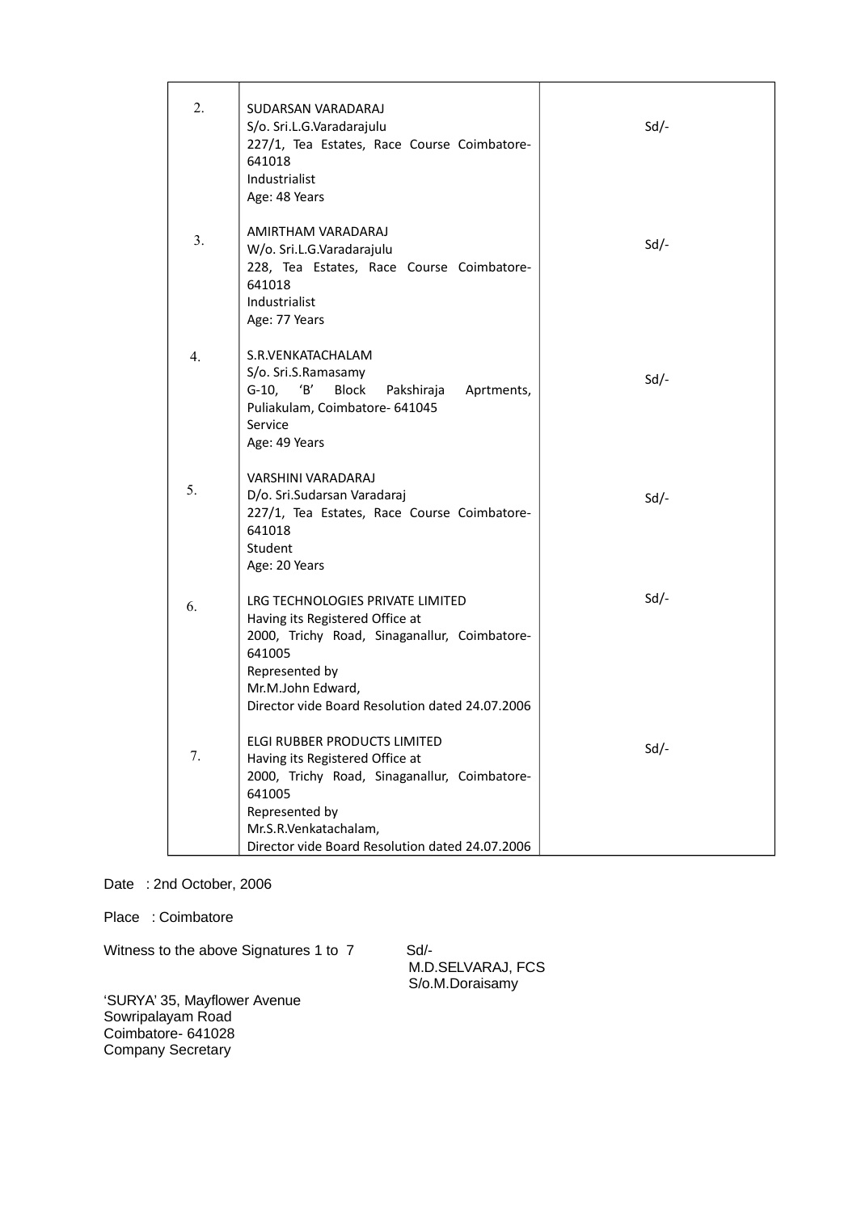| | | |
|---|---|---|
| 2. | SUDARSAN VARADARAJ<br>S/o. Sri.L.G.Varadarajulu<br>227/1, Tea Estates, Race Course Coimbatore-641018<br>Industrialist<br>Age: 48 Years | Sd/- |
| 3. | AMIRTHAM VARADARAJ<br>W/o. Sri.L.G.Varadarajulu<br>228, Tea Estates, Race Course Coimbatore-641018<br>Industrialist<br>Age: 77 Years | Sd/- |
| 4. | S.R.VENKATACHALAM<br>S/o. Sri.S.Ramasamy<br>G-10, 'B' Block Pakshiraja Aprtments, Puliakulam, Coimbatore- 641045<br>Service<br>Age: 49 Years | Sd/- |
| 5. | VARSHINI VARADARAJ<br>D/o. Sri.Sudarsan Varadaraj<br>227/1, Tea Estates, Race Course Coimbatore-641018<br>Student<br>Age: 20 Years | Sd/- |
| 6. | LRG TECHNOLOGIES PRIVATE LIMITED<br>Having its Registered Office at<br>2000, Trichy Road, Sinaganallur, Coimbatore-641005<br>Represented by<br>Mr.M.John Edward,<br>Director vide Board Resolution dated 24.07.2006 | Sd/- |
| 7. | ELGI RUBBER PRODUCTS LIMITED<br>Having its Registered Office at<br>2000, Trichy Road, Sinaganallur, Coimbatore-641005<br>Represented by<br>Mr.S.R.Venkatachalam,<br>Director vide Board Resolution dated 24.07.2006 | Sd/- |

Date : 2nd October, 2006

Place : Coimbatore

Witness to the above Signatures 1 to 7

Sd/-
M.D.SELVARAJ, FCS
S/o.M.Doraisamy

'SURYA' 35, Mayflower Avenue
Sowripalayam Road
Coimbatore- 641028
Company Secretary